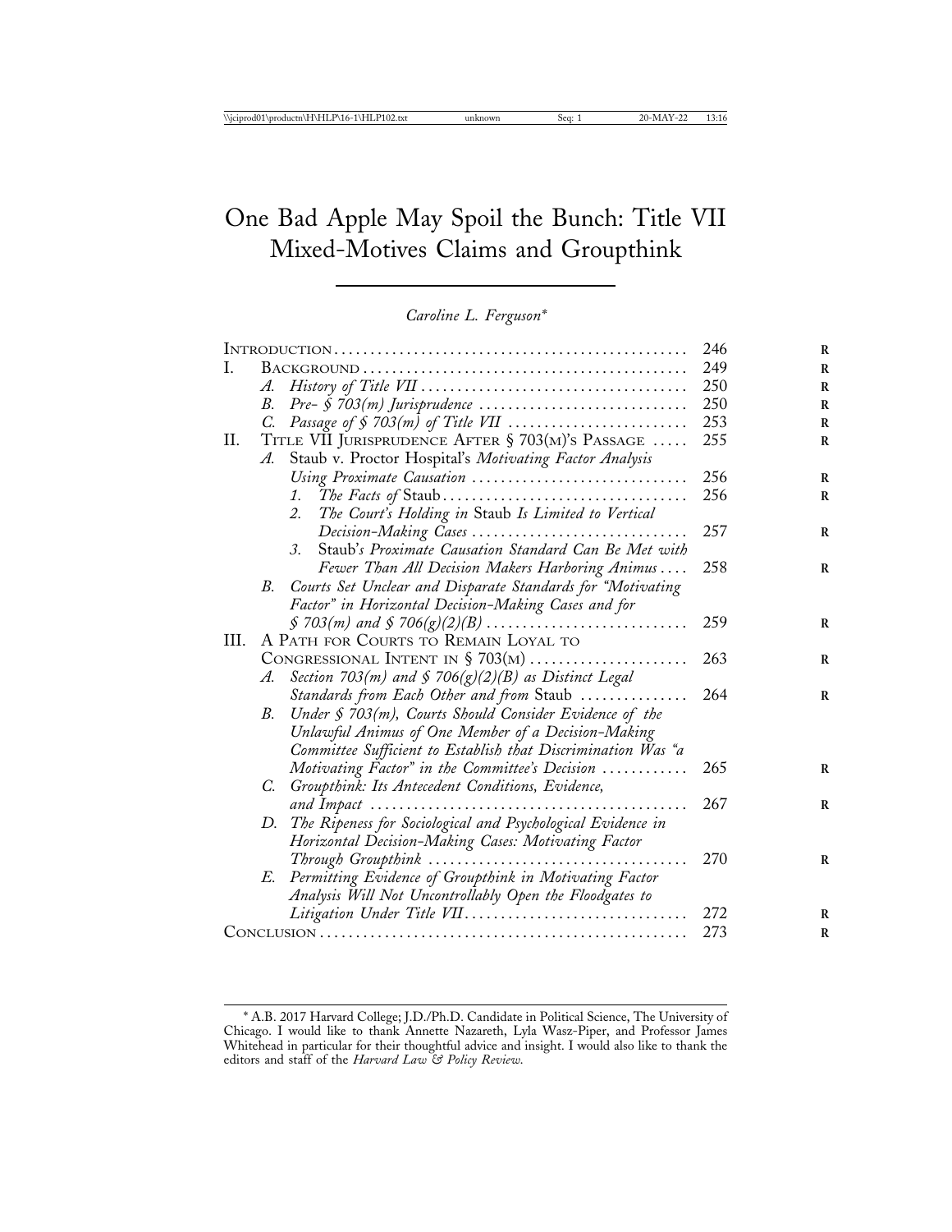# One Bad Apple May Spoil the Bunch: Title VII Mixed-Motives Claims and Groupthink

*Caroline L. Ferguson*[*]

| | | |
|---|---|---|
| Introduction | | 246 |
| I. | Background | 249 |
| | *A. History of Title VII* | 250 |
| | *B. Pre- § 703(m) Jurisprudence* | 250 |
| | *C. Passage of § 703(m) of Title VII* | 253 |
| II. | Title VII Jurisprudence After § 703(m)'s Passage | 255 |
| | *A.* Staub v. Proctor Hospital's *Motivating Factor Analysis Using Proximate Causation* | 256 |
| | *1. The Facts of* Staub | 256 |
| | *2. The Court's Holding in* Staub *Is Limited to Vertical Decision-Making Cases* | 257 |
| | *3.* Staub'*s Proximate Causation Standard Can Be Met with Fewer Than All Decision Makers Harboring Animus* | 258 |
| | *B. Courts Set Unclear and Disparate Standards for "Motivating Factor" in Horizontal Decision-Making Cases and for § 703(m) and § 706(g)(2)(B)* | 259 |
| III. | A Path for Courts to Remain Loyal to Congressional Intent in § 703(m) | 263 |
| | *A. Section 703(m) and § 706(g)(2)(B) as Distinct Legal Standards from Each Other and from* Staub | 264 |
| | *B. Under § 703(m), Courts Should Consider Evidence of the Unlawful Animus of One Member of a Decision-Making Committee Sufficient to Establish that Discrimination Was "a Motivating Factor" in the Committee's Decision* | 265 |
| | *C. Groupthink: Its Antecedent Conditions, Evidence, and Impact* | 267 |
| | *D. The Ripeness for Sociological and Psychological Evidence in Horizontal Decision-Making Cases: Motivating Factor Through Groupthink* | 270 |
| | *E. Permitting Evidence of Groupthink in Motivating Factor Analysis Will Not Uncontrollably Open the Floodgates to Litigation Under Title VII* | 272 |
| Conclusion | | 273 |

[*] A.B. 2017 Harvard College; J.D./Ph.D. Candidate in Political Science, The University of Chicago. I would like to thank Annette Nazareth, Lyla Wasz-Piper, and Professor James Whitehead in particular for their thoughtful advice and insight. I would also like to thank the editors and staff of the *Harvard Law & Policy Review*.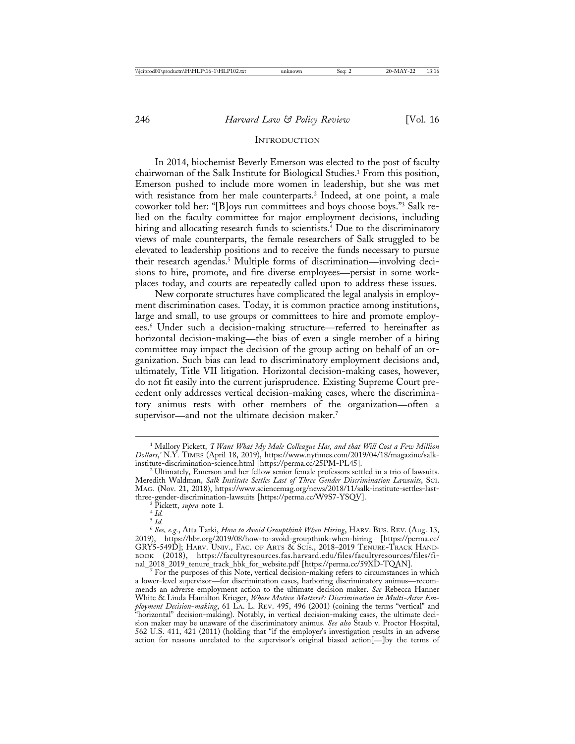## INTRODUCTION

In 2014, biochemist Beverly Emerson was elected to the post of faculty chairwoman of the Salk Institute for Biological Studies.[1] From this position, Emerson pushed to include more women in leadership, but she was met with resistance from her male counterparts.[2] Indeed, at one point, a male coworker told her: "[B]oys run committees and boys choose boys."[3] Salk relied on the faculty committee for major employment decisions, including hiring and allocating research funds to scientists.[4] Due to the discriminatory views of male counterparts, the female researchers of Salk struggled to be elevated to leadership positions and to receive the funds necessary to pursue their research agendas.[5] Multiple forms of discrimination—involving decisions to hire, promote, and fire diverse employees—persist in some workplaces today, and courts are repeatedly called upon to address these issues.

New corporate structures have complicated the legal analysis in employment discrimination cases. Today, it is common practice among institutions, large and small, to use groups or committees to hire and promote employees.[6] Under such a decision-making structure—referred to hereinafter as horizontal decision-making—the bias of even a single member of a hiring committee may impact the decision of the group acting on behalf of an organization. Such bias can lead to discriminatory employment decisions and, ultimately, Title VII litigation. Horizontal decision-making cases, however, do not fit easily into the current jurisprudence. Existing Supreme Court precedent only addresses vertical decision-making cases, where the discriminatory animus rests with other members of the organization—often a supervisor—and not the ultimate decision maker.[7]

---

[1] Mallory Pickett, *'I Want What My Male Colleague Has, and that Will Cost a Few Million Dollars,'* N.Y. TIMES (April 18, 2019), https://www.nytimes.com/2019/04/18/magazine/salk-institute-discrimination-science.html [https://perma.cc/25PM-PL45].

[2] Ultimately, Emerson and her fellow senior female professors settled in a trio of lawsuits. Meredith Waldman, *Salk Institute Settles Last of Three Gender Discrimination Lawsuits*, SCI. MAG. (Nov. 21, 2018), https://www.sciencemag.org/news/2018/11/salk-institute-settles-last-three-gender-discrimination-lawsuits [https://perma.cc/W9S7-YSQV].

[3] Pickett, *supra* note 1.

[4] *Id.*

[5] *Id.*

[6] *See, e.g.*, Atta Tarki, *How to Avoid Groupthink When Hiring*, HARV. BUS. REV. (Aug. 13, 2019), https://hbr.org/2019/08/how-to-avoid-groupthink-when-hiring [https://perma.cc/GRY5-549D]; HARV. UNIV., FAC. OF ARTS & SCIS., 2018–2019 TENURE-TRACK HANDBOOK (2018), https://facultyresources.fas.harvard.edu/files/facultyresources/files/final_2018_2019_tenure_track_hbk_for_website.pdf [https://perma.cc/59XD-TQAN].

[7] For the purposes of this Note, vertical decision-making refers to circumstances in which a lower-level supervisor—for discrimination cases, harboring discriminatory animus—recommends an adverse employment action to the ultimate decision maker. *See* Rebecca Hanner White & Linda Hamilton Krieger, *Whose Motive Matters?: Discrimination in Multi-Actor Employment Decision-making*, 61 LA. L. REV. 495, 496 (2001) (coining the terms "vertical" and "horizontal" decision-making). Notably, in vertical decision-making cases, the ultimate decision maker may be unaware of the discriminatory animus. *See also* Staub v. Proctor Hospital, 562 U.S. 411, 421 (2011) (holding that "if the employer's investigation results in an adverse action for reasons unrelated to the supervisor's original biased action[—]by the terms of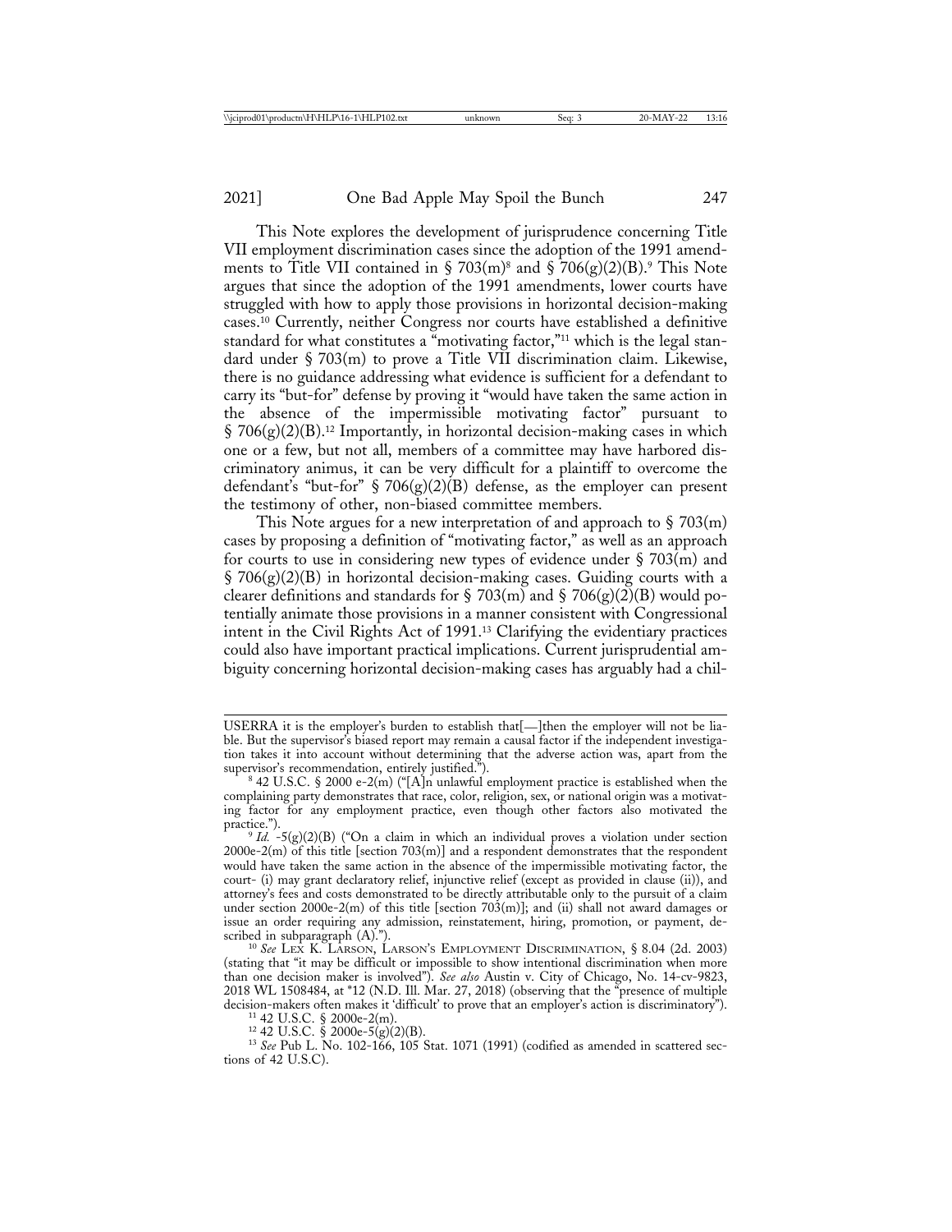This Note explores the development of jurisprudence concerning Title VII employment discrimination cases since the adoption of the 1991 amendments to Title VII contained in § 703(m)[8] and § 706(g)(2)(B).[9] This Note argues that since the adoption of the 1991 amendments, lower courts have struggled with how to apply those provisions in horizontal decision-making cases.[10] Currently, neither Congress nor courts have established a definitive standard for what constitutes a "motivating factor,"[11] which is the legal standard under § 703(m) to prove a Title VII discrimination claim. Likewise, there is no guidance addressing what evidence is sufficient for a defendant to carry its "but-for" defense by proving it "would have taken the same action in the absence of the impermissible motivating factor" pursuant to § 706(g)(2)(B).[12] Importantly, in horizontal decision-making cases in which one or a few, but not all, members of a committee may have harbored discriminatory animus, it can be very difficult for a plaintiff to overcome the defendant's "but-for" § 706(g)(2)(B) defense, as the employer can present the testimony of other, non-biased committee members.

This Note argues for a new interpretation of and approach to § 703(m) cases by proposing a definition of "motivating factor," as well as an approach for courts to use in considering new types of evidence under § 703(m) and § 706(g)(2)(B) in horizontal decision-making cases. Guiding courts with a clearer definitions and standards for § 703(m) and § 706(g)(2)(B) would potentially animate those provisions in a manner consistent with Congressional intent in the Civil Rights Act of 1991.[13] Clarifying the evidentiary practices could also have important practical implications. Current jurisprudential ambiguity concerning horizontal decision-making cases has arguably had a chil-

---

USERRA it is the employer's burden to establish that[—]then the employer will not be liable. But the supervisor's biased report may remain a causal factor if the independent investigation takes it into account without determining that the adverse action was, apart from the supervisor's recommendation, entirely justified.").

[8] 42 U.S.C. § 2000 e-2(m) ("[A]n unlawful employment practice is established when the complaining party demonstrates that race, color, religion, sex, or national origin was a motivating factor for any employment practice, even though other factors also motivated the practice.").

[9] *Id.* -5(g)(2)(B) ("On a claim in which an individual proves a violation under section 2000e-2(m) of this title [section 703(m)] and a respondent demonstrates that the respondent would have taken the same action in the absence of the impermissible motivating factor, the court- (i) may grant declaratory relief, injunctive relief (except as provided in clause (ii)), and attorney's fees and costs demonstrated to be directly attributable only to the pursuit of a claim under section 2000e-2(m) of this title [section 703(m)]; and (ii) shall not award damages or issue an order requiring any admission, reinstatement, hiring, promotion, or payment, described in subparagraph (A).").

[10] *See* LEX K. LARSON, LARSON'S EMPLOYMENT DISCRIMINATION, § 8.04 (2d. 2003) (stating that "it may be difficult or impossible to show intentional discrimination when more than one decision maker is involved"). *See also* Austin v. City of Chicago, No. 14-cv-9823, 2018 WL 1508484, at *12 (N.D. Ill. Mar. 27, 2018) (observing that the "presence of multiple decision-makers often makes it 'difficult' to prove that an employer's action is discriminatory").

[11] 42 U.S.C. § 2000e-2(m).

[12] 42 U.S.C. § 2000e-5(g)(2)(B).

[13] *See* Pub L. No. 102-166, 105 Stat. 1071 (1991) (codified as amended in scattered sections of 42 U.S.C).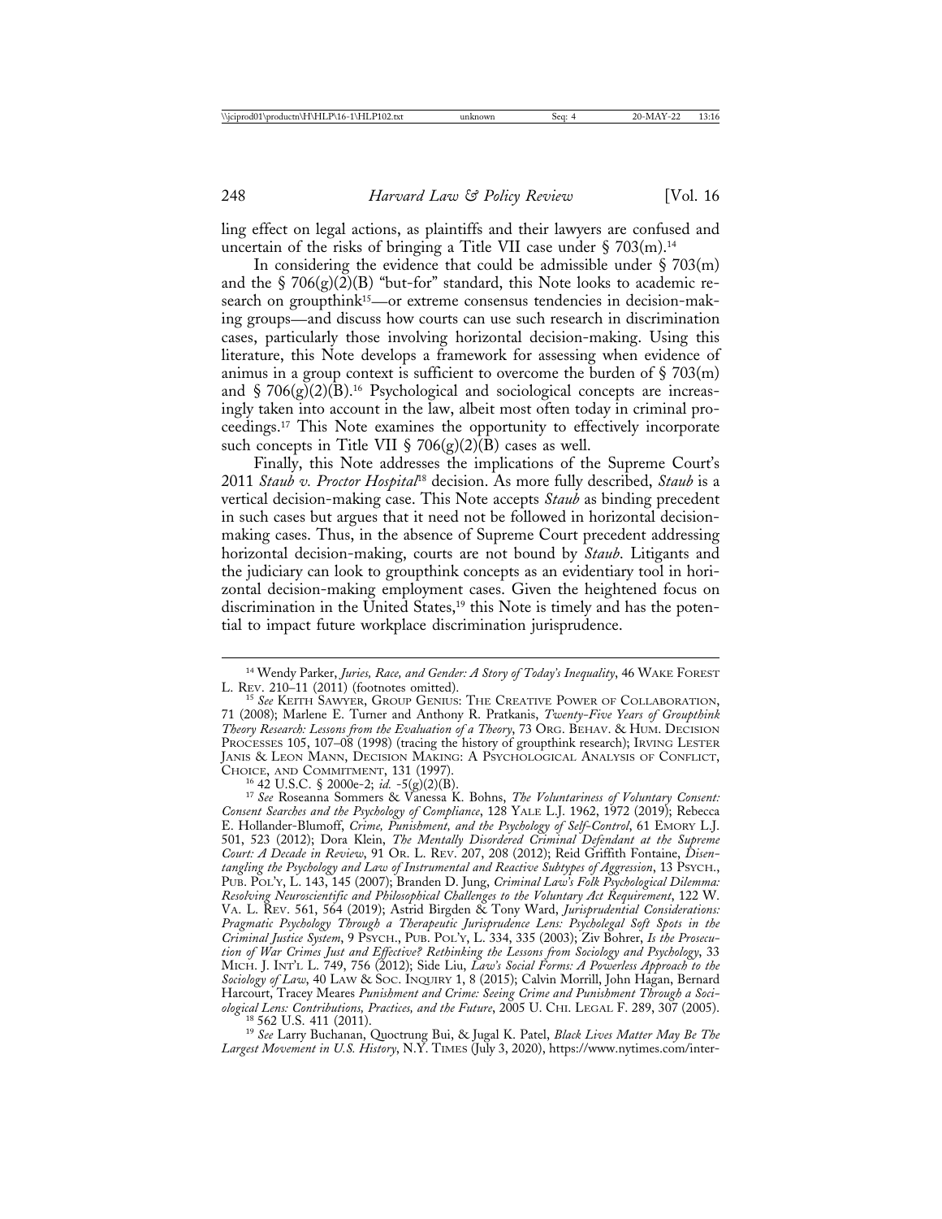ling effect on legal actions, as plaintiffs and their lawyers are confused and uncertain of the risks of bringing a Title VII case under § 703(m).[14]

In considering the evidence that could be admissible under § 703(m) and the § 706(g)(2)(B) "but-for" standard, this Note looks to academic research on groupthink[15]—or extreme consensus tendencies in decision-making groups—and discuss how courts can use such research in discrimination cases, particularly those involving horizontal decision-making. Using this literature, this Note develops a framework for assessing when evidence of animus in a group context is sufficient to overcome the burden of § 703(m) and § 706(g)(2)(B).[16] Psychological and sociological concepts are increasingly taken into account in the law, albeit most often today in criminal proceedings.[17] This Note examines the opportunity to effectively incorporate such concepts in Title VII § 706(g)(2)(B) cases as well.

Finally, this Note addresses the implications of the Supreme Court's 2011 *Staub v. Proctor Hospital*[18] decision. As more fully described, *Staub* is a vertical decision-making case. This Note accepts *Staub* as binding precedent in such cases but argues that it need not be followed in horizontal decision-making cases. Thus, in the absence of Supreme Court precedent addressing horizontal decision-making, courts are not bound by *Staub*. Litigants and the judiciary can look to groupthink concepts as an evidentiary tool in horizontal decision-making employment cases. Given the heightened focus on discrimination in the United States,[19] this Note is timely and has the potential to impact future workplace discrimination jurisprudence.

---

[14] Wendy Parker, *Juries, Race, and Gender: A Story of Today's Inequality*, 46 WAKE FOREST L. REV. 210–11 (2011) (footnotes omitted).

[15] *See* KEITH SAWYER, GROUP GENIUS: THE CREATIVE POWER OF COLLABORATION, 71 (2008); Marlene E. Turner and Anthony R. Pratkanis, *Twenty-Five Years of Groupthink Theory Research: Lessons from the Evaluation of a Theory*, 73 ORG. BEHAV. & HUM. DECISION PROCESSES 105, 107–08 (1998) (tracing the history of groupthink research); IRVING LESTER JANIS & LEON MANN, DECISION MAKING: A PSYCHOLOGICAL ANALYSIS OF CONFLICT, CHOICE, AND COMMITMENT, 131 (1997).

[16] 42 U.S.C. § 2000e-2; *id.* -5(g)(2)(B).

[17] *See* Roseanna Sommers & Vanessa K. Bohns, *The Voluntariness of Voluntary Consent: Consent Searches and the Psychology of Compliance*, 128 YALE L.J. 1962, 1972 (2019); Rebecca E. Hollander-Blumoff, *Crime, Punishment, and the Psychology of Self-Control*, 61 EMORY L.J. 501, 523 (2012); Dora Klein, *The Mentally Disordered Criminal Defendant at the Supreme Court: A Decade in Review*, 91 OR. L. REV. 207, 208 (2012); Reid Griffith Fontaine, *Disentangling the Psychology and Law of Instrumental and Reactive Subtypes of Aggression*, 13 PSYCH., PUB. POL'Y, L. 143, 145 (2007); Branden D. Jung, *Criminal Law's Folk Psychological Dilemma: Resolving Neuroscientific and Philosophical Challenges to the Voluntary Act Requirement*, 122 W. VA. L. REV. 561, 564 (2019); Astrid Birgden & Tony Ward, *Jurisprudential Considerations: Pragmatic Psychology Through a Therapeutic Jurisprudence Lens: Psycholegal Soft Spots in the Criminal Justice System*, 9 PSYCH., PUB. POL'Y, L. 334, 335 (2003); Ziv Bohrer, *Is the Prosecution of War Crimes Just and Effective? Rethinking the Lessons from Sociology and Psychology*, 33 MICH. J. INT'L L. 749, 756 (2012); Side Liu, *Law's Social Forms: A Powerless Approach to the Sociology of Law*, 40 LAW & SOC. INQUIRY 1, 8 (2015); Calvin Morrill, John Hagan, Bernard Harcourt, Tracey Meares *Punishment and Crime: Seeing Crime and Punishment Through a Sociological Lens: Contributions, Practices, and the Future*, 2005 U. CHI. LEGAL F. 289, 307 (2005).

[18] 562 U.S. 411 (2011).

[19] *See* Larry Buchanan, Quoctrung Bui, & Jugal K. Patel, *Black Lives Matter May Be The Largest Movement in U.S. History*, N.Y. TIMES (July 3, 2020), https://www.nytimes.com/inter-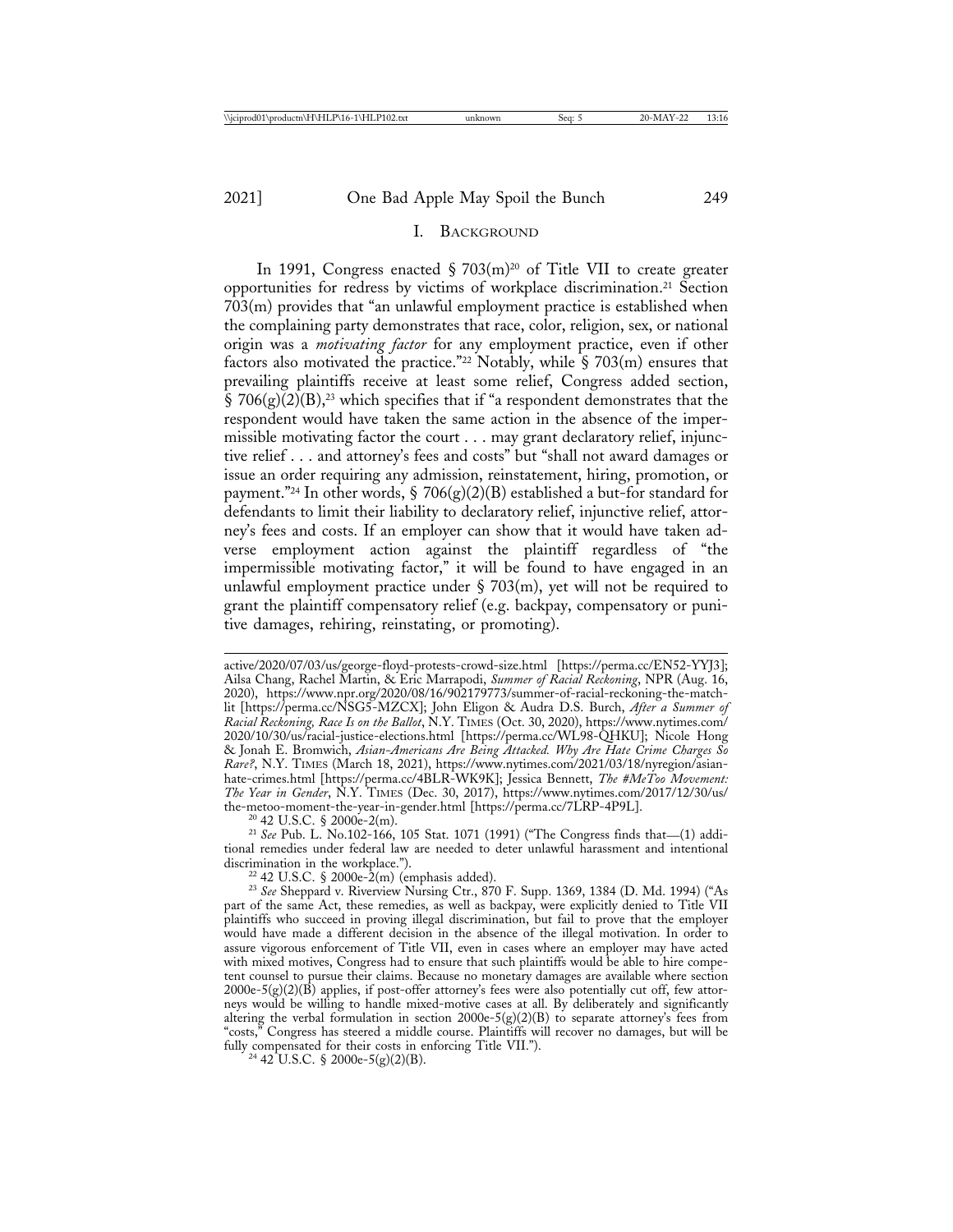## I. Background

In 1991, Congress enacted § 703(m)[20] of Title VII to create greater opportunities for redress by victims of workplace discrimination.[21] Section 703(m) provides that "an unlawful employment practice is established when the complaining party demonstrates that race, color, religion, sex, or national origin was a *motivating factor* for any employment practice, even if other factors also motivated the practice."[22] Notably, while § 703(m) ensures that prevailing plaintiffs receive at least some relief, Congress added section, § 706(g)(2)(B),[23] which specifies that if "a respondent demonstrates that the respondent would have taken the same action in the absence of the impermissible motivating factor the court . . . may grant declaratory relief, injunctive relief . . . and attorney's fees and costs" but "shall not award damages or issue an order requiring any admission, reinstatement, hiring, promotion, or payment."[24] In other words, § 706(g)(2)(B) established a but-for standard for defendants to limit their liability to declaratory relief, injunctive relief, attorney's fees and costs. If an employer can show that it would have taken adverse employment action against the plaintiff regardless of "the impermissible motivating factor," it will be found to have engaged in an unlawful employment practice under § 703(m), yet will not be required to grant the plaintiff compensatory relief (e.g. backpay, compensatory or punitive damages, rehiring, reinstating, or promoting).

---

active/2020/07/03/us/george-floyd-protests-crowd-size.html [https://perma.cc/EN52-YYJ3]; Ailsa Chang, Rachel Martin, & Eric Marrapodi, *Summer of Racial Reckoning*, NPR (Aug. 16, 2020), https://www.npr.org/2020/08/16/902179773/summer-of-racial-reckoning-the-match-lit [https://perma.cc/NSG5-MZCX]; John Eligon & Audra D.S. Burch, *After a Summer of Racial Reckoning, Race Is on the Ballot*, N.Y. Times (Oct. 30, 2020), https://www.nytimes.com/2020/10/30/us/racial-justice-elections.html [https://perma.cc/WL98-QHKU]; Nicole Hong & Jonah E. Bromwich, *Asian-Americans Are Being Attacked. Why Are Hate Crime Charges So Rare?*, N.Y. Times (March 18, 2021), https://www.nytimes.com/2021/03/18/nyregion/asian-hate-crimes.html [https://perma.cc/4BLR-WK9K]; Jessica Bennett, *The #MeToo Movement: The Year in Gender*, N.Y. Times (Dec. 30, 2017), https://www.nytimes.com/2017/12/30/us/the-metoo-moment-the-year-in-gender.html [https://perma.cc/7LRP-4P9L].

[20] 42 U.S.C. § 2000e-2(m).

[21] *See* Pub. L. No.102-166, 105 Stat. 1071 (1991) ("The Congress finds that—(1) additional remedies under federal law are needed to deter unlawful harassment and intentional discrimination in the workplace.").

[22] 42 U.S.C. § 2000e-2(m) (emphasis added).

[23] *See* Sheppard v. Riverview Nursing Ctr., 870 F. Supp. 1369, 1384 (D. Md. 1994) ("As part of the same Act, these remedies, as well as backpay, were explicitly denied to Title VII plaintiffs who succeed in proving illegal discrimination, but fail to prove that the employer would have made a different decision in the absence of the illegal motivation. In order to assure vigorous enforcement of Title VII, even in cases where an employer may have acted with mixed motives, Congress had to ensure that such plaintiffs would be able to hire competent counsel to pursue their claims. Because no monetary damages are available where section 2000e-5(g)(2)(B) applies, if post-offer attorney's fees were also potentially cut off, few attorneys would be willing to handle mixed-motive cases at all. By deliberately and significantly altering the verbal formulation in section 2000e-5(g)(2)(B) to separate attorney's fees from "costs," Congress has steered a middle course. Plaintiffs will recover no damages, but will be fully compensated for their costs in enforcing Title VII.").

[24] 42 U.S.C. § 2000e-5(g)(2)(B).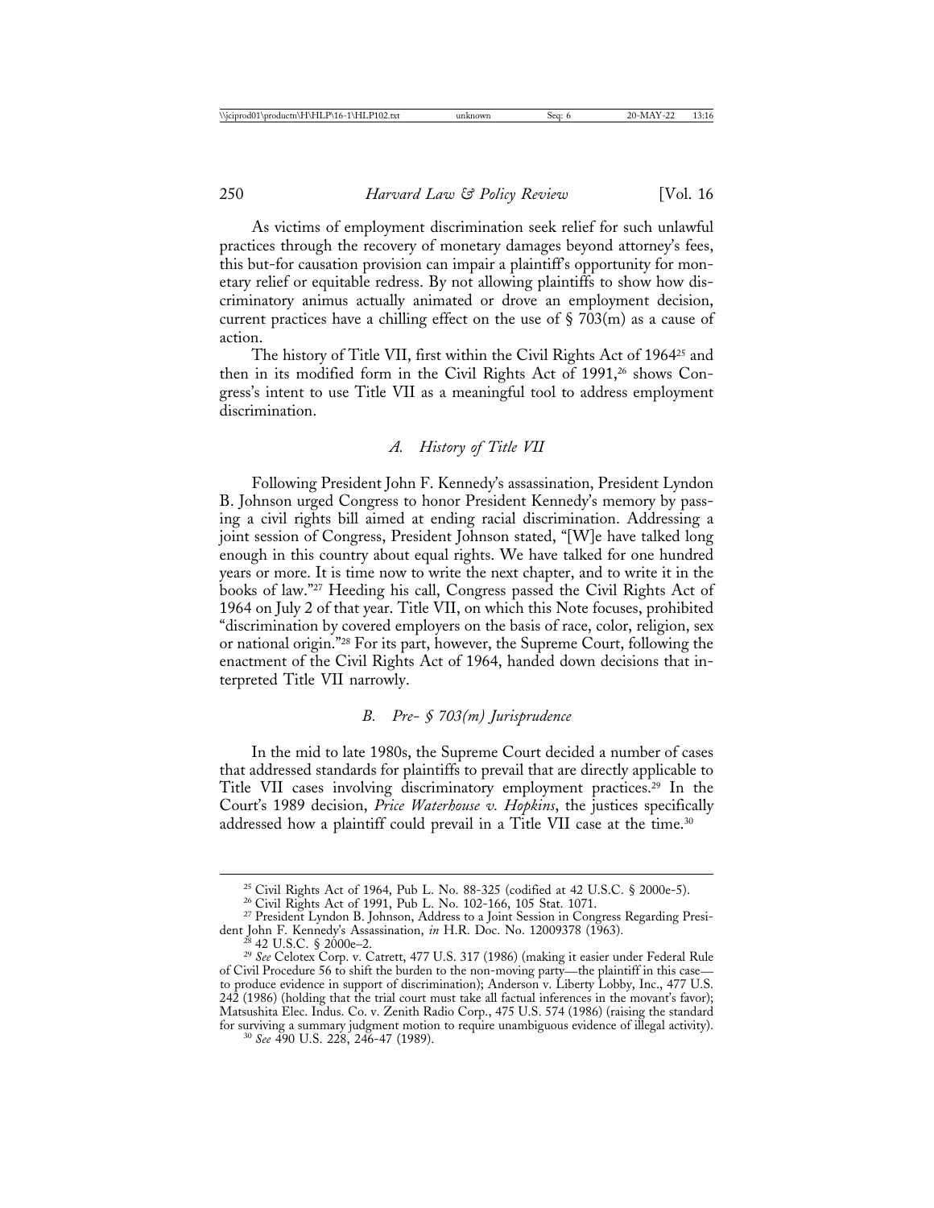As victims of employment discrimination seek relief for such unlawful practices through the recovery of monetary damages beyond attorney's fees, this but-for causation provision can impair a plaintiff's opportunity for monetary relief or equitable redress. By not allowing plaintiffs to show how discriminatory animus actually animated or drove an employment decision, current practices have a chilling effect on the use of § 703(m) as a cause of action.

The history of Title VII, first within the Civil Rights Act of 1964[25] and then in its modified form in the Civil Rights Act of 1991,[26] shows Congress's intent to use Title VII as a meaningful tool to address employment discrimination.

### *A. History of Title VII*

Following President John F. Kennedy's assassination, President Lyndon B. Johnson urged Congress to honor President Kennedy's memory by passing a civil rights bill aimed at ending racial discrimination. Addressing a joint session of Congress, President Johnson stated, "[W]e have talked long enough in this country about equal rights. We have talked for one hundred years or more. It is time now to write the next chapter, and to write it in the books of law."[27] Heeding his call, Congress passed the Civil Rights Act of 1964 on July 2 of that year. Title VII, on which this Note focuses, prohibited "discrimination by covered employers on the basis of race, color, religion, sex or national origin."[28] For its part, however, the Supreme Court, following the enactment of the Civil Rights Act of 1964, handed down decisions that interpreted Title VII narrowly.

### *B. Pre- § 703(m) Jurisprudence*

In the mid to late 1980s, the Supreme Court decided a number of cases that addressed standards for plaintiffs to prevail that are directly applicable to Title VII cases involving discriminatory employment practices.[29] In the Court's 1989 decision, *Price Waterhouse v. Hopkins*, the justices specifically addressed how a plaintiff could prevail in a Title VII case at the time.[30]

---

[25] Civil Rights Act of 1964, Pub L. No. 88-325 (codified at 42 U.S.C. § 2000e-5).

[26] Civil Rights Act of 1991, Pub L. No. 102-166, 105 Stat. 1071.

[27] President Lyndon B. Johnson, Address to a Joint Session in Congress Regarding President John F. Kennedy's Assassination, *in* H.R. Doc. No. 12009378 (1963).

[28] 42 U.S.C. § 2000e–2.

[29] *See* Celotex Corp. v. Catrett, 477 U.S. 317 (1986) (making it easier under Federal Rule of Civil Procedure 56 to shift the burden to the non-moving party—the plaintiff in this case—to produce evidence in support of discrimination); Anderson v. Liberty Lobby, Inc., 477 U.S. 242 (1986) (holding that the trial court must take all factual inferences in the movant's favor); Matsushita Elec. Indus. Co. v. Zenith Radio Corp., 475 U.S. 574 (1986) (raising the standard for surviving a summary judgment motion to require unambiguous evidence of illegal activity).

[30] *See* 490 U.S. 228, 246-47 (1989).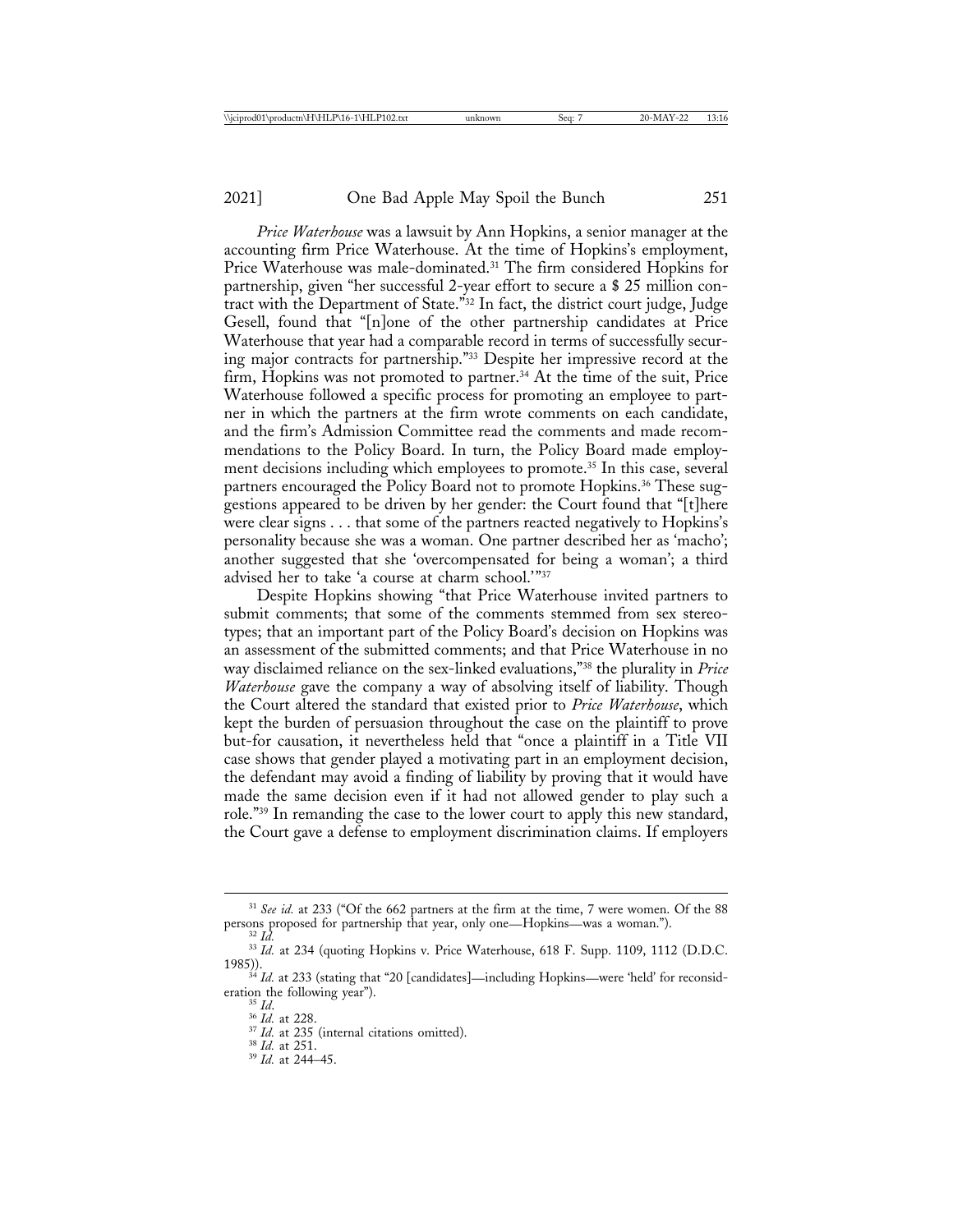*Price Waterhouse* was a lawsuit by Ann Hopkins, a senior manager at the accounting firm Price Waterhouse. At the time of Hopkins's employment, Price Waterhouse was male-dominated.[31] The firm considered Hopkins for partnership, given "her successful 2-year effort to secure a $ 25 million contract with the Department of State."[32] In fact, the district court judge, Judge Gesell, found that "[n]one of the other partnership candidates at Price Waterhouse that year had a comparable record in terms of successfully securing major contracts for partnership."[33] Despite her impressive record at the firm, Hopkins was not promoted to partner.[34] At the time of the suit, Price Waterhouse followed a specific process for promoting an employee to partner in which the partners at the firm wrote comments on each candidate, and the firm's Admission Committee read the comments and made recommendations to the Policy Board. In turn, the Policy Board made employment decisions including which employees to promote.[35] In this case, several partners encouraged the Policy Board not to promote Hopkins.[36] These suggestions appeared to be driven by her gender: the Court found that "[t]here were clear signs . . . that some of the partners reacted negatively to Hopkins's personality because she was a woman. One partner described her as 'macho'; another suggested that she 'overcompensated for being a woman'; a third advised her to take 'a course at charm school.'"[37]

Despite Hopkins showing "that Price Waterhouse invited partners to submit comments; that some of the comments stemmed from sex stereotypes; that an important part of the Policy Board's decision on Hopkins was an assessment of the submitted comments; and that Price Waterhouse in no way disclaimed reliance on the sex-linked evaluations,"[38] the plurality in *Price Waterhouse* gave the company a way of absolving itself of liability. Though the Court altered the standard that existed prior to *Price Waterhouse*, which kept the burden of persuasion throughout the case on the plaintiff to prove but-for causation, it nevertheless held that "once a plaintiff in a Title VII case shows that gender played a motivating part in an employment decision, the defendant may avoid a finding of liability by proving that it would have made the same decision even if it had not allowed gender to play such a role."[39] In remanding the case to the lower court to apply this new standard, the Court gave a defense to employment discrimination claims. If employers

---

[31] *See id.* at 233 ("Of the 662 partners at the firm at the time, 7 were women. Of the 88 persons proposed for partnership that year, only one—Hopkins—was a woman.").

[32] *Id.*

[33] *Id.* at 234 (quoting Hopkins v. Price Waterhouse, 618 F. Supp. 1109, 1112 (D.D.C. 1985)).

[34] *Id.* at 233 (stating that "20 [candidates]—including Hopkins—were 'held' for reconsideration the following year").

[35] *Id.*

[36] *Id.* at 228.

[37] *Id.* at 235 (internal citations omitted).

[38] *Id.* at 251.

[39] *Id.* at 244–45.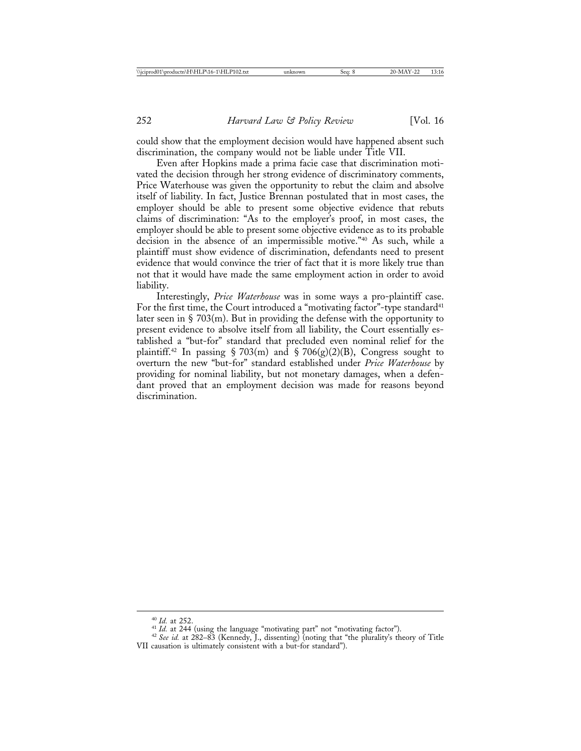could show that the employment decision would have happened absent such discrimination, the company would not be liable under Title VII.

Even after Hopkins made a prima facie case that discrimination motivated the decision through her strong evidence of discriminatory comments, Price Waterhouse was given the opportunity to rebut the claim and absolve itself of liability. In fact, Justice Brennan postulated that in most cases, the employer should be able to present some objective evidence that rebuts claims of discrimination: "As to the employer's proof, in most cases, the employer should be able to present some objective evidence as to its probable decision in the absence of an impermissible motive."[40] As such, while a plaintiff must show evidence of discrimination, defendants need to present evidence that would convince the trier of fact that it is more likely true than not that it would have made the same employment action in order to avoid liability.

Interestingly, *Price Waterhouse* was in some ways a pro-plaintiff case. For the first time, the Court introduced a "motivating factor"-type standard[41] later seen in § 703(m). But in providing the defense with the opportunity to present evidence to absolve itself from all liability, the Court essentially established a "but-for" standard that precluded even nominal relief for the plaintiff.[42] In passing § 703(m) and § 706(g)(2)(B), Congress sought to overturn the new "but-for" standard established under *Price Waterhouse* by providing for nominal liability, but not monetary damages, when a defendant proved that an employment decision was made for reasons beyond discrimination.

---

[40] *Id.* at 252.

[41] *Id.* at 244 (using the language "motivating part" not "motivating factor").

[42] *See id.* at 282–83 (Kennedy, J., dissenting) (noting that "the plurality's theory of Title VII causation is ultimately consistent with a but-for standard").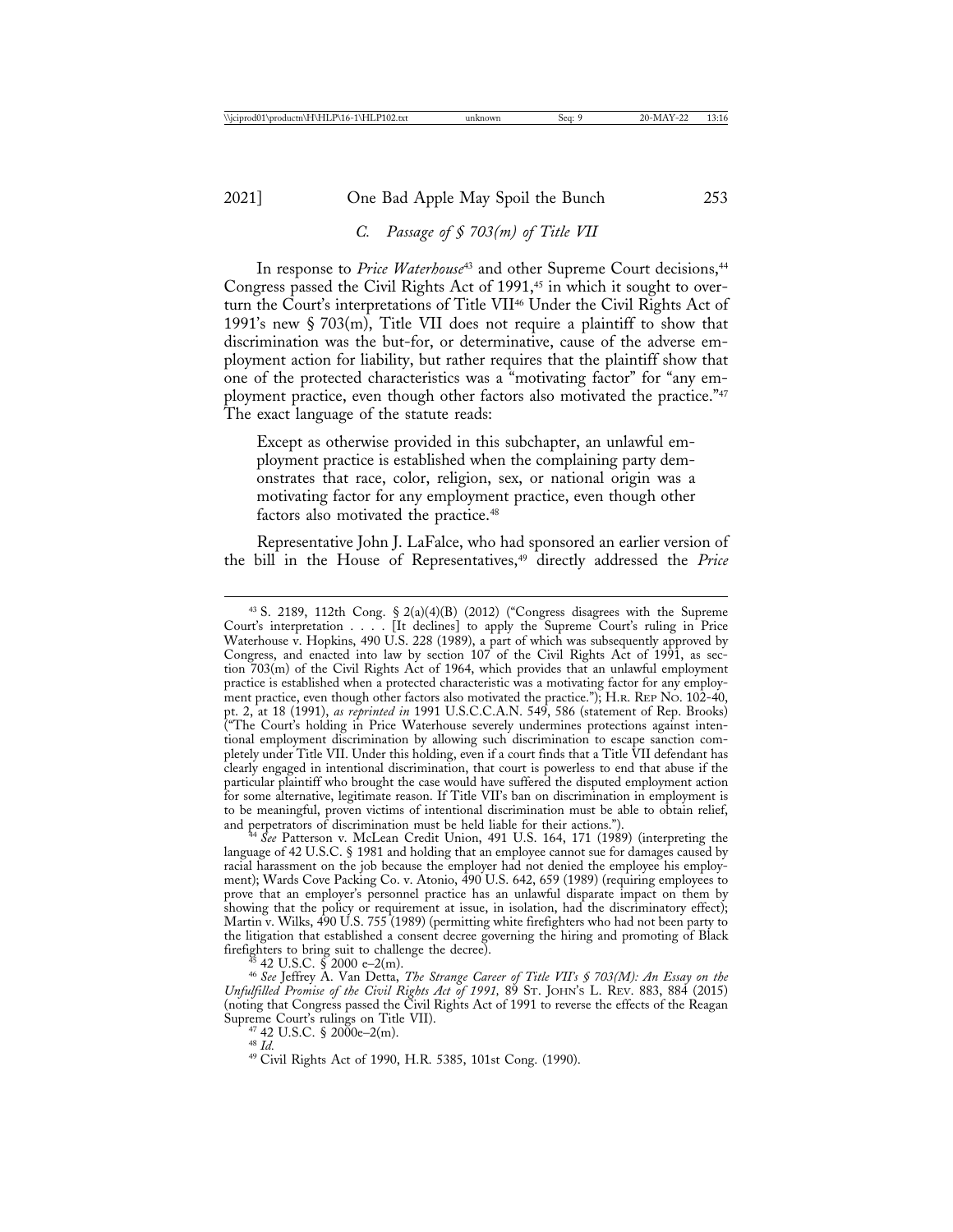### C. *Passage of § 703(m) of Title VII*

In response to *Price Waterhouse*[43] and other Supreme Court decisions,[44] Congress passed the Civil Rights Act of 1991,[45] in which it sought to overturn the Court's interpretations of Title VII[46] Under the Civil Rights Act of 1991's new § 703(m), Title VII does not require a plaintiff to show that discrimination was the but-for, or determinative, cause of the adverse employment action for liability, but rather requires that the plaintiff show that one of the protected characteristics was a "motivating factor" for "any employment practice, even though other factors also motivated the practice."[47] The exact language of the statute reads:

> Except as otherwise provided in this subchapter, an unlawful employment practice is established when the complaining party demonstrates that race, color, religion, sex, or national origin was a motivating factor for any employment practice, even though other factors also motivated the practice.[48]

Representative John J. LaFalce, who had sponsored an earlier version of the bill in the House of Representatives,[49] directly addressed the *Price*

---

[43] S. 2189, 112th Cong. § 2(a)(4)(B) (2012) ("Congress disagrees with the Supreme Court's interpretation . . . . [It declines] to apply the Supreme Court's ruling in Price Waterhouse v. Hopkins, 490 U.S. 228 (1989), a part of which was subsequently approved by Congress, and enacted into law by section 107 of the Civil Rights Act of 1991, as section 703(m) of the Civil Rights Act of 1964, which provides that an unlawful employment practice is established when a protected characteristic was a motivating factor for any employment practice, even though other factors also motivated the practice."); H.R. Rep No. 102-40, pt. 2, at 18 (1991), *as reprinted in* 1991 U.S.C.C.A.N. 549, 586 (statement of Rep. Brooks) ("The Court's holding in Price Waterhouse severely undermines protections against intentional employment discrimination by allowing such discrimination to escape sanction completely under Title VII. Under this holding, even if a court finds that a Title VII defendant has clearly engaged in intentional discrimination, that court is powerless to end that abuse if the particular plaintiff who brought the case would have suffered the disputed employment action for some alternative, legitimate reason. If Title VII's ban on discrimination in employment is to be meaningful, proven victims of intentional discrimination must be able to obtain relief, and perpetrators of discrimination must be held liable for their actions.").

[44] *See* Patterson v. McLean Credit Union, 491 U.S. 164, 171 (1989) (interpreting the language of 42 U.S.C. § 1981 and holding that an employee cannot sue for damages caused by racial harassment on the job because the employer had not denied the employee his employment); Wards Cove Packing Co. v. Atonio, 490 U.S. 642, 659 (1989) (requiring employees to prove that an employer's personnel practice has an unlawful disparate impact on them by showing that the policy or requirement at issue, in isolation, had the discriminatory effect); Martin v. Wilks, 490 U.S. 755 (1989) (permitting white firefighters who had not been party to the litigation that established a consent decree governing the hiring and promoting of Black firefighters to bring suit to challenge the decree).

[45] 42 U.S.C. § 2000 e–2(m).

[46] *See* Jeffrey A. Van Detta, *The Strange Career of Title VII's § 703(M): An Essay on the Unfulfilled Promise of the Civil Rights Act of 1991,* 89 St. John's L. Rev. 883, 884 (2015) (noting that Congress passed the Civil Rights Act of 1991 to reverse the effects of the Reagan Supreme Court's rulings on Title VII).

[47] 42 U.S.C. § 2000e–2(m).

[48] *Id.*

[49] Civil Rights Act of 1990, H.R. 5385, 101st Cong. (1990).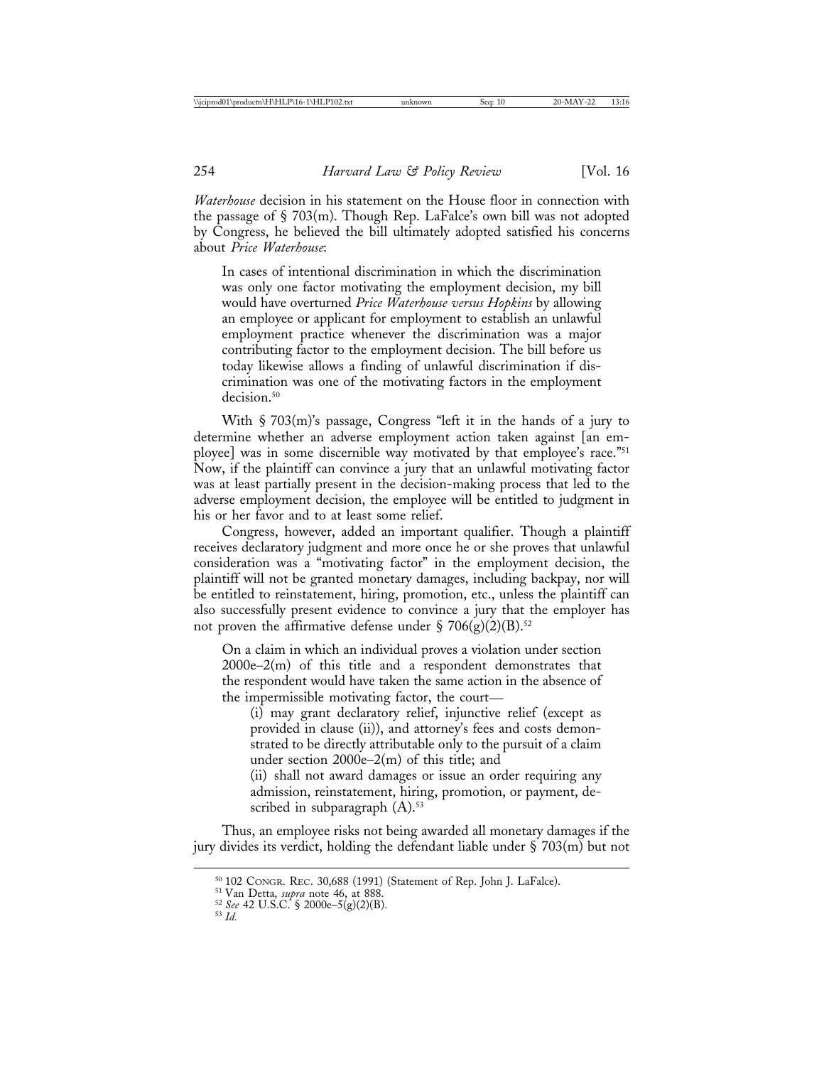*Waterhouse* decision in his statement on the House floor in connection with the passage of § 703(m). Though Rep. LaFalce's own bill was not adopted by Congress, he believed the bill ultimately adopted satisfied his concerns about *Price Waterhouse*:

> In cases of intentional discrimination in which the discrimination was only one factor motivating the employment decision, my bill would have overturned *Price Waterhouse versus Hopkins* by allowing an employee or applicant for employment to establish an unlawful employment practice whenever the discrimination was a major contributing factor to the employment decision. The bill before us today likewise allows a finding of unlawful discrimination if discrimination was one of the motivating factors in the employment decision.[50]

With § 703(m)'s passage, Congress "left it in the hands of a jury to determine whether an adverse employment action taken against [an employee] was in some discernible way motivated by that employee's race."[51] Now, if the plaintiff can convince a jury that an unlawful motivating factor was at least partially present in the decision-making process that led to the adverse employment decision, the employee will be entitled to judgment in his or her favor and to at least some relief.

Congress, however, added an important qualifier. Though a plaintiff receives declaratory judgment and more once he or she proves that unlawful consideration was a "motivating factor" in the employment decision, the plaintiff will not be granted monetary damages, including backpay, nor will be entitled to reinstatement, hiring, promotion, etc., unless the plaintiff can also successfully present evidence to convince a jury that the employer has not proven the affirmative defense under § 706(g)(2)(B).[52]

> On a claim in which an individual proves a violation under section 2000e–2(m) of this title and a respondent demonstrates that the respondent would have taken the same action in the absence of the impermissible motivating factor, the court—
>
> (i) may grant declaratory relief, injunctive relief (except as provided in clause (ii)), and attorney's fees and costs demonstrated to be directly attributable only to the pursuit of a claim under section 2000e–2(m) of this title; and
>
> (ii) shall not award damages or issue an order requiring any admission, reinstatement, hiring, promotion, or payment, described in subparagraph (A).[53]

Thus, an employee risks not being awarded all monetary damages if the jury divides its verdict, holding the defendant liable under § 703(m) but not

---

[50] 102 Congr. Rec. 30,688 (1991) (Statement of Rep. John J. LaFalce).

[51] Van Detta, *supra* note 46, at 888.

[52] *See* 42 U.S.C. § 2000e–5(g)(2)(B).

[53] *Id.*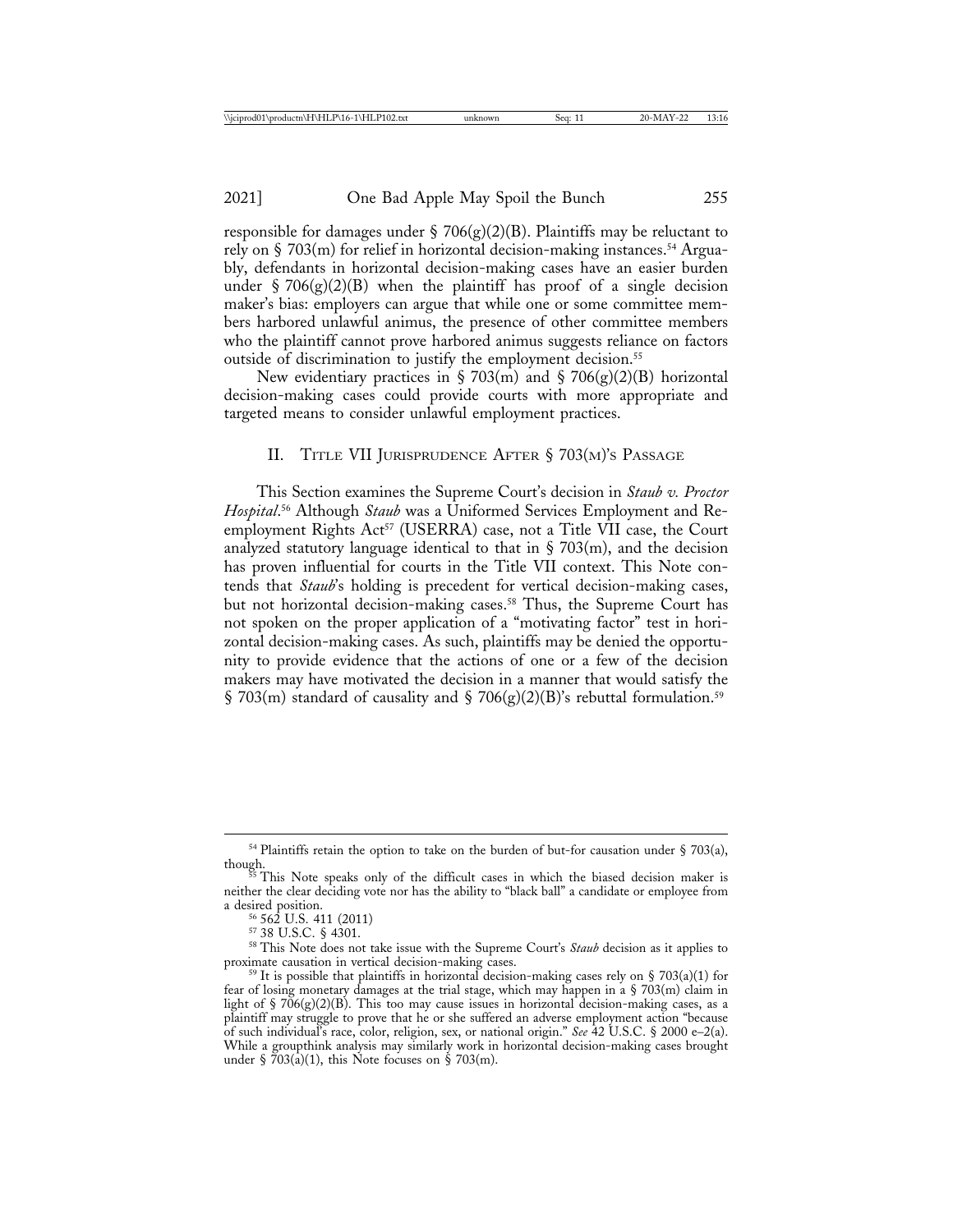responsible for damages under § 706(g)(2)(B). Plaintiffs may be reluctant to rely on § 703(m) for relief in horizontal decision-making instances.[54] Arguably, defendants in horizontal decision-making cases have an easier burden under § 706(g)(2)(B) when the plaintiff has proof of a single decision maker's bias: employers can argue that while one or some committee members harbored unlawful animus, the presence of other committee members who the plaintiff cannot prove harbored animus suggests reliance on factors outside of discrimination to justify the employment decision.[55]

New evidentiary practices in § 703(m) and § 706(g)(2)(B) horizontal decision-making cases could provide courts with more appropriate and targeted means to consider unlawful employment practices.

## II. Title VII Jurisprudence After § 703(m)'s Passage

This Section examines the Supreme Court's decision in *Staub v. Proctor Hospital*.[56] Although *Staub* was a Uniformed Services Employment and Reemployment Rights Act[57] (USERRA) case, not a Title VII case, the Court analyzed statutory language identical to that in § 703(m), and the decision has proven influential for courts in the Title VII context. This Note contends that *Staub*'s holding is precedent for vertical decision-making cases, but not horizontal decision-making cases.[58] Thus, the Supreme Court has not spoken on the proper application of a "motivating factor" test in horizontal decision-making cases. As such, plaintiffs may be denied the opportunity to provide evidence that the actions of one or a few of the decision makers may have motivated the decision in a manner that would satisfy the § 703(m) standard of causality and § 706(g)(2)(B)'s rebuttal formulation.[59]

---

[54] Plaintiffs retain the option to take on the burden of but-for causation under § 703(a), though.

[55] This Note speaks only of the difficult cases in which the biased decision maker is neither the clear deciding vote nor has the ability to "black ball" a candidate or employee from a desired position.

[56] 562 U.S. 411 (2011)

[57] 38 U.S.C. § 4301.

[58] This Note does not take issue with the Supreme Court's *Staub* decision as it applies to proximate causation in vertical decision-making cases.

[59] It is possible that plaintiffs in horizontal decision-making cases rely on § 703(a)(1) for fear of losing monetary damages at the trial stage, which may happen in a § 703(m) claim in light of § 706(g)(2)(B). This too may cause issues in horizontal decision-making cases, as a plaintiff may struggle to prove that he or she suffered an adverse employment action "because of such individual's race, color, religion, sex, or national origin." *See* 42 U.S.C. § 2000 e–2(a). While a groupthink analysis may similarly work in horizontal decision-making cases brought under § 703(a)(1), this Note focuses on § 703(m).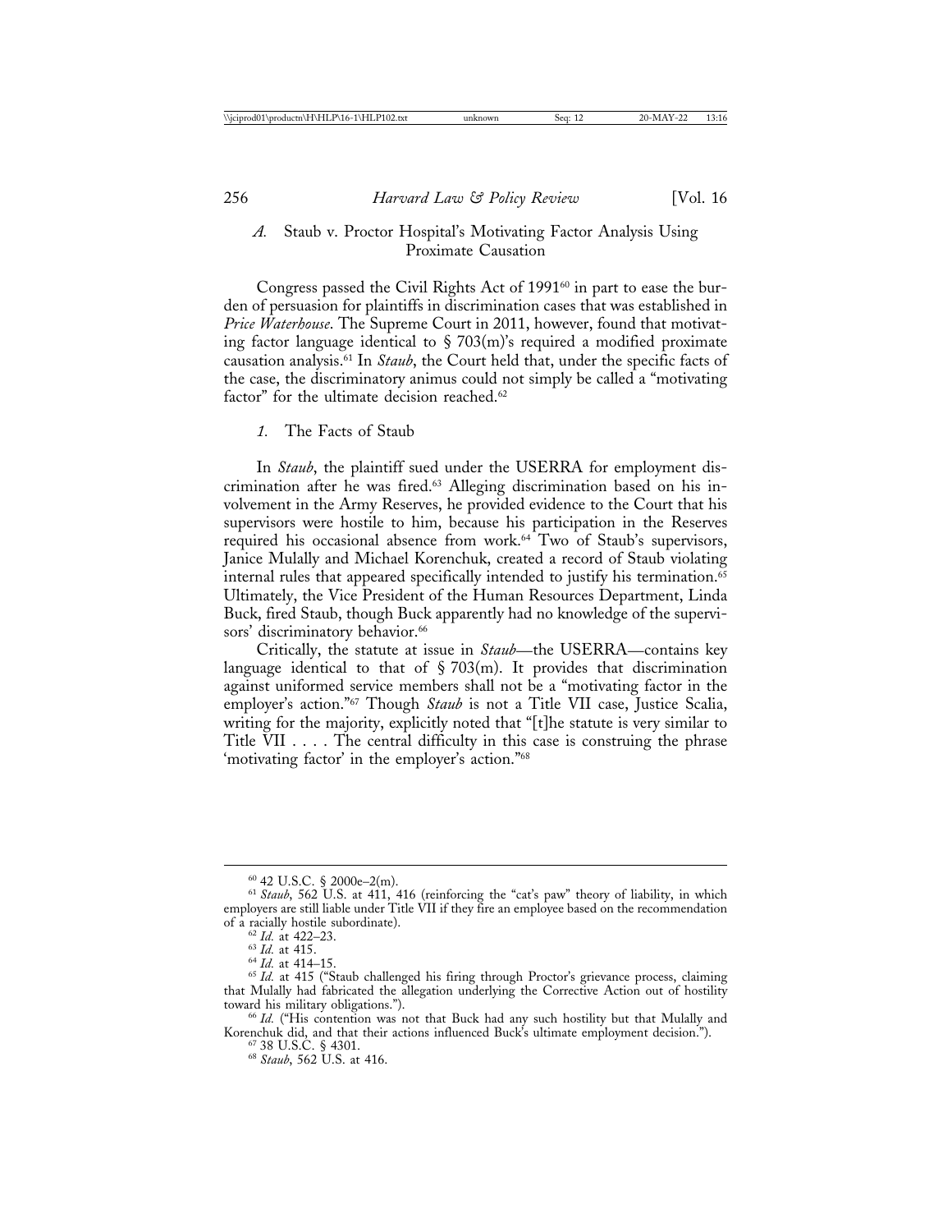### *A.* Staub v. Proctor Hospital's Motivating Factor Analysis Using Proximate Causation

Congress passed the Civil Rights Act of 1991[60] in part to ease the burden of persuasion for plaintiffs in discrimination cases that was established in *Price Waterhouse*. The Supreme Court in 2011, however, found that motivating factor language identical to § 703(m)'s required a modified proximate causation analysis.[61] In *Staub*, the Court held that, under the specific facts of the case, the discriminatory animus could not simply be called a "motivating factor" for the ultimate decision reached.[62]

#### *1.* The Facts of Staub

In *Staub*, the plaintiff sued under the USERRA for employment discrimination after he was fired.[63] Alleging discrimination based on his involvement in the Army Reserves, he provided evidence to the Court that his supervisors were hostile to him, because his participation in the Reserves required his occasional absence from work.[64] Two of Staub's supervisors, Janice Mulally and Michael Korenchuk, created a record of Staub violating internal rules that appeared specifically intended to justify his termination.[65] Ultimately, the Vice President of the Human Resources Department, Linda Buck, fired Staub, though Buck apparently had no knowledge of the supervisors' discriminatory behavior.[66]

Critically, the statute at issue in *Staub*—the USERRA—contains key language identical to that of § 703(m). It provides that discrimination against uniformed service members shall not be a "motivating factor in the employer's action."[67] Though *Staub* is not a Title VII case, Justice Scalia, writing for the majority, explicitly noted that "[t]he statute is very similar to Title VII . . . . The central difficulty in this case is construing the phrase 'motivating factor' in the employer's action."[68]

---

[60] 42 U.S.C. § 2000e–2(m).

[61] *Staub*, 562 U.S. at 411, 416 (reinforcing the "cat's paw" theory of liability, in which employers are still liable under Title VII if they fire an employee based on the recommendation of a racially hostile subordinate).

[62] *Id.* at 422–23.

[63] *Id.* at 415.

[64] *Id.* at 414–15.

[65] *Id.* at 415 ("Staub challenged his firing through Proctor's grievance process, claiming that Mulally had fabricated the allegation underlying the Corrective Action out of hostility toward his military obligations.").

[66] *Id.* ("His contention was not that Buck had any such hostility but that Mulally and Korenchuk did, and that their actions influenced Buck's ultimate employment decision.").

[67] 38 U.S.C. § 4301.

[68] *Staub*, 562 U.S. at 416.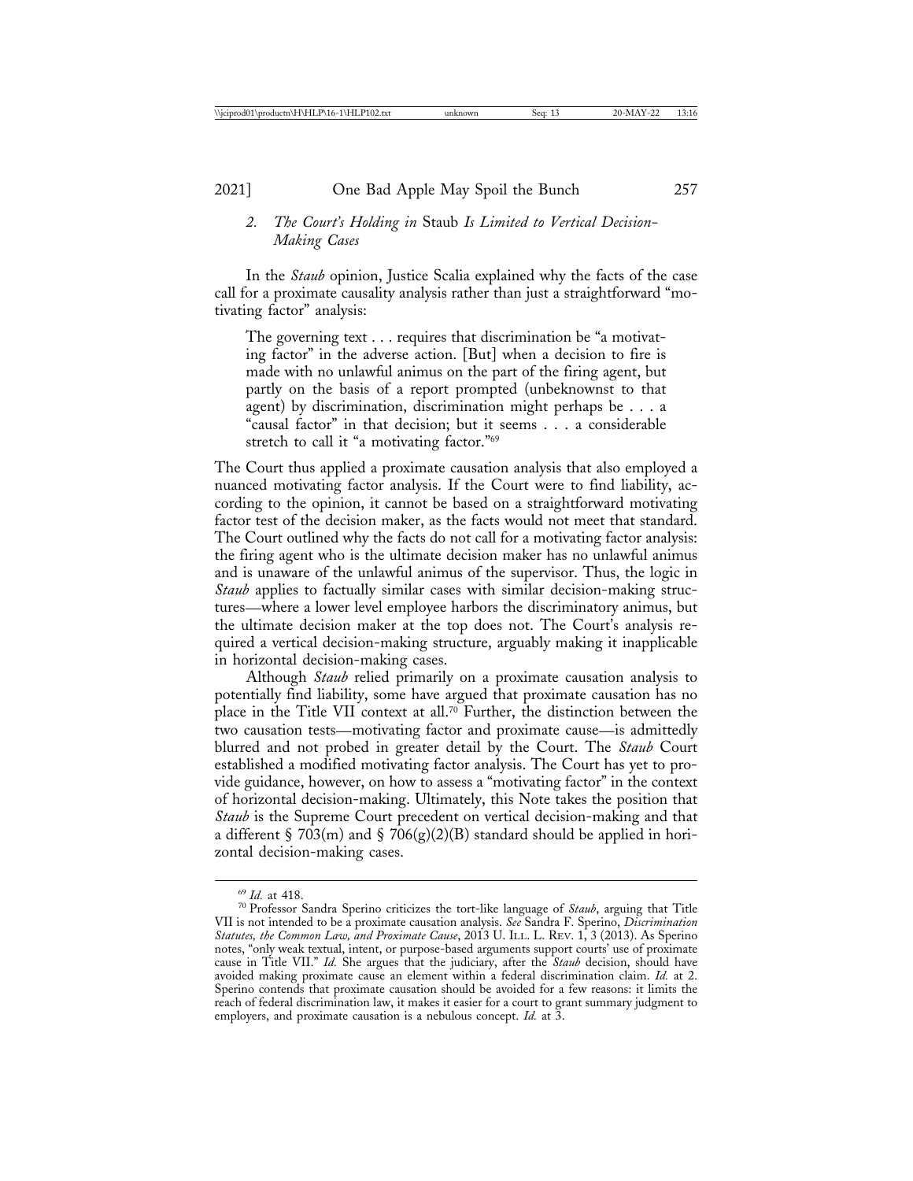### 2. *The Court's Holding in* Staub *Is Limited to Vertical Decision-Making Cases*

In the *Staub* opinion, Justice Scalia explained why the facts of the case call for a proximate causality analysis rather than just a straightforward "motivating factor" analysis:

> The governing text . . . requires that discrimination be "a motivating factor" in the adverse action. [But] when a decision to fire is made with no unlawful animus on the part of the firing agent, but partly on the basis of a report prompted (unbeknownst to that agent) by discrimination, discrimination might perhaps be . . . a "causal factor" in that decision; but it seems . . . a considerable stretch to call it "a motivating factor."[69]

The Court thus applied a proximate causation analysis that also employed a nuanced motivating factor analysis. If the Court were to find liability, according to the opinion, it cannot be based on a straightforward motivating factor test of the decision maker, as the facts would not meet that standard. The Court outlined why the facts do not call for a motivating factor analysis: the firing agent who is the ultimate decision maker has no unlawful animus and is unaware of the unlawful animus of the supervisor. Thus, the logic in *Staub* applies to factually similar cases with similar decision-making structures—where a lower level employee harbors the discriminatory animus, but the ultimate decision maker at the top does not. The Court's analysis required a vertical decision-making structure, arguably making it inapplicable in horizontal decision-making cases.

Although *Staub* relied primarily on a proximate causation analysis to potentially find liability, some have argued that proximate causation has no place in the Title VII context at all.[70] Further, the distinction between the two causation tests—motivating factor and proximate cause—is admittedly blurred and not probed in greater detail by the Court. The *Staub* Court established a modified motivating factor analysis. The Court has yet to provide guidance, however, on how to assess a "motivating factor" in the context of horizontal decision-making. Ultimately, this Note takes the position that *Staub* is the Supreme Court precedent on vertical decision-making and that a different § 703(m) and § 706(g)(2)(B) standard should be applied in horizontal decision-making cases.

---

[69] *Id.* at 418.

[70] Professor Sandra Sperino criticizes the tort-like language of *Staub*, arguing that Title VII is not intended to be a proximate causation analysis. *See* Sandra F. Sperino, *Discrimination Statutes, the Common Law, and Proximate Cause*, 2013 U. ILL. L. REV. 1, 3 (2013). As Sperino notes, "only weak textual, intent, or purpose-based arguments support courts' use of proximate cause in Title VII." *Id.* She argues that the judiciary, after the *Staub* decision, should have avoided making proximate cause an element within a federal discrimination claim. *Id.* at 2. Sperino contends that proximate causation should be avoided for a few reasons: it limits the reach of federal discrimination law, it makes it easier for a court to grant summary judgment to employers, and proximate causation is a nebulous concept. *Id.* at 3.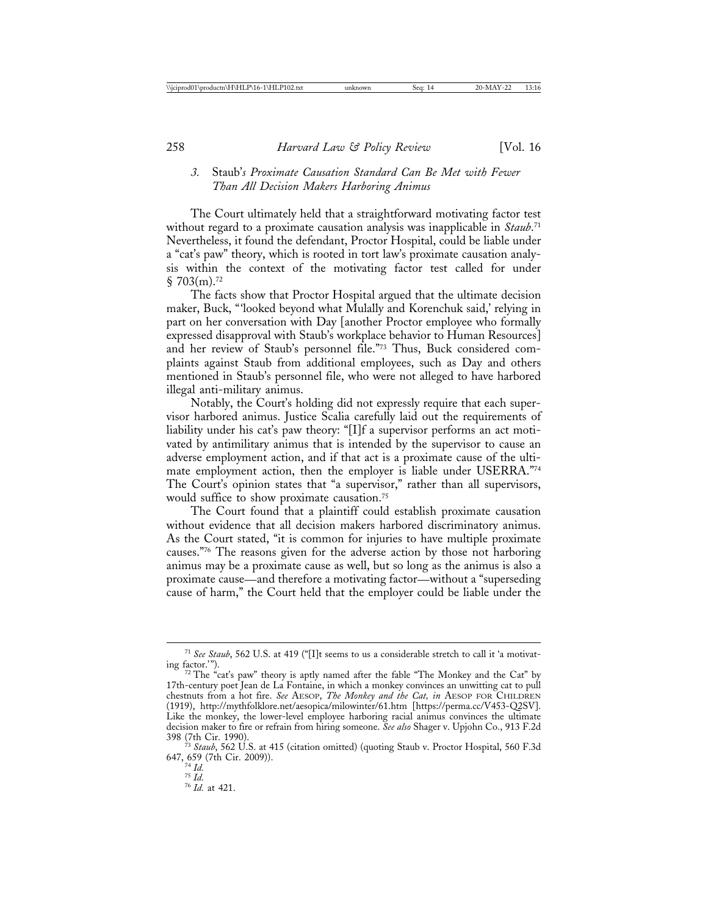### 3. *Staub's Proximate Causation Standard Can Be Met with Fewer Than All Decision Makers Harboring Animus*

The Court ultimately held that a straightforward motivating factor test without regard to a proximate causation analysis was inapplicable in *Staub*.[71] Nevertheless, it found the defendant, Proctor Hospital, could be liable under a "cat's paw" theory, which is rooted in tort law's proximate causation analysis within the context of the motivating factor test called for under § 703(m).[72]

The facts show that Proctor Hospital argued that the ultimate decision maker, Buck, "'looked beyond what Mulally and Korenchuk said,' relying in part on her conversation with Day [another Proctor employee who formally expressed disapproval with Staub's workplace behavior to Human Resources] and her review of Staub's personnel file."[73] Thus, Buck considered complaints against Staub from additional employees, such as Day and others mentioned in Staub's personnel file, who were not alleged to have harbored illegal anti-military animus.

Notably, the Court's holding did not expressly require that each supervisor harbored animus. Justice Scalia carefully laid out the requirements of liability under his cat's paw theory: "[I]f a supervisor performs an act motivated by antimilitary animus that is intended by the supervisor to cause an adverse employment action, and if that act is a proximate cause of the ultimate employment action, then the employer is liable under USERRA."[74] The Court's opinion states that "a supervisor," rather than all supervisors, would suffice to show proximate causation.[75]

The Court found that a plaintiff could establish proximate causation without evidence that all decision makers harbored discriminatory animus. As the Court stated, "it is common for injuries to have multiple proximate causes."[76] The reasons given for the adverse action by those not harboring animus may be a proximate cause as well, but so long as the animus is also a proximate cause—and therefore a motivating factor—without a "superseding cause of harm," the Court held that the employer could be liable under the

---

[71] *See Staub*, 562 U.S. at 419 ("[I]t seems to us a considerable stretch to call it 'a motivating factor.'").

[72] The "cat's paw" theory is aptly named after the fable "The Monkey and the Cat" by 17th-century poet Jean de La Fontaine, in which a monkey convinces an unwitting cat to pull chestnuts from a hot fire. *See* AESOP, *The Monkey and the Cat, in* AESOP FOR CHILDREN (1919), http://mythfolklore.net/aesopica/milowinter/61.htm [https://perma.cc/V453-Q2SV]. Like the monkey, the lower-level employee harboring racial animus convinces the ultimate decision maker to fire or refrain from hiring someone. *See also* Shager v. Upjohn Co., 913 F.2d 398 (7th Cir. 1990).

[73] *Staub*, 562 U.S. at 415 (citation omitted) (quoting Staub v. Proctor Hospital, 560 F.3d 647, 659 (7th Cir. 2009)).

[74] *Id.*

[75] *Id.*

[76] *Id.* at 421.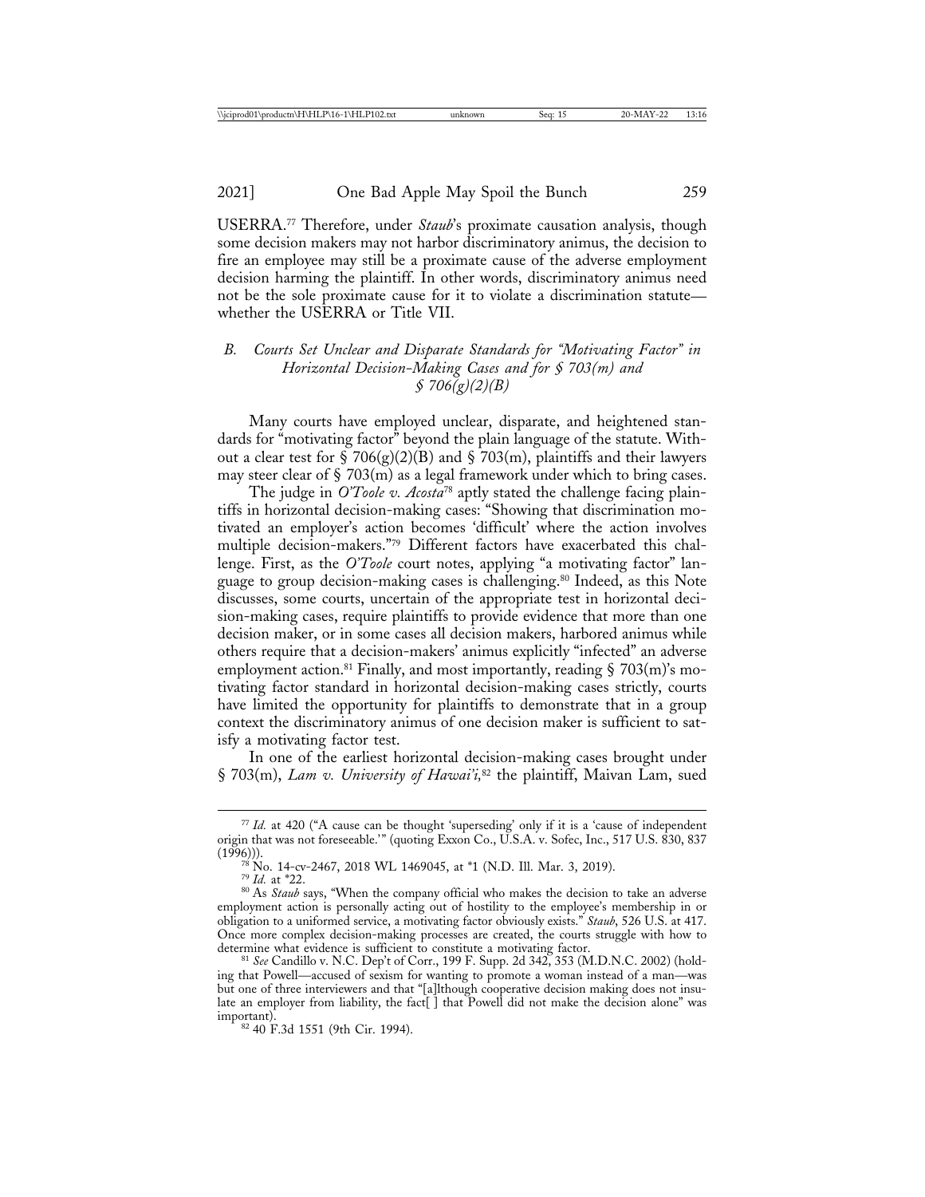USERRA.[77] Therefore, under *Staub*'s proximate causation analysis, though some decision makers may not harbor discriminatory animus, the decision to fire an employee may still be a proximate cause of the adverse employment decision harming the plaintiff. In other words, discriminatory animus need not be the sole proximate cause for it to violate a discrimination statute—whether the USERRA or Title VII.

### *B. Courts Set Unclear and Disparate Standards for "Motivating Factor" in Horizontal Decision-Making Cases and for § 703(m) and § 706(g)(2)(B)*

Many courts have employed unclear, disparate, and heightened standards for "motivating factor" beyond the plain language of the statute. Without a clear test for § 706(g)(2)(B) and § 703(m), plaintiffs and their lawyers may steer clear of § 703(m) as a legal framework under which to bring cases.

The judge in *O'Toole v. Acosta*[78] aptly stated the challenge facing plaintiffs in horizontal decision-making cases: "Showing that discrimination motivated an employer's action becomes 'difficult' where the action involves multiple decision-makers."[79] Different factors have exacerbated this challenge. First, as the *O'Toole* court notes, applying "a motivating factor" language to group decision-making cases is challenging.[80] Indeed, as this Note discusses, some courts, uncertain of the appropriate test in horizontal decision-making cases, require plaintiffs to provide evidence that more than one decision maker, or in some cases all decision makers, harbored animus while others require that a decision-makers' animus explicitly "infected" an adverse employment action.[81] Finally, and most importantly, reading § 703(m)'s motivating factor standard in horizontal decision-making cases strictly, courts have limited the opportunity for plaintiffs to demonstrate that in a group context the discriminatory animus of one decision maker is sufficient to satisfy a motivating factor test.

In one of the earliest horizontal decision-making cases brought under § 703(m), *Lam v. University of Hawai'i*,[82] the plaintiff, Maivan Lam, sued

---

[77] *Id.* at 420 ("A cause can be thought 'superseding' only if it is a 'cause of independent origin that was not foreseeable.'" (quoting Exxon Co., U.S.A. v. Sofec, Inc., 517 U.S. 830, 837 (1996))).

[78] No. 14-cv-2467, 2018 WL 1469045, at *1 (N.D. Ill. Mar. 3, 2019).

[79] *Id.* at *22.

[80] As *Staub* says, "When the company official who makes the decision to take an adverse employment action is personally acting out of hostility to the employee's membership in or obligation to a uniformed service, a motivating factor obviously exists." *Staub*, 526 U.S. at 417. Once more complex decision-making processes are created, the courts struggle with how to determine what evidence is sufficient to constitute a motivating factor.

[81] *See* Candillo v. N.C. Dep't of Corr., 199 F. Supp. 2d 342, 353 (M.D.N.C. 2002) (holding that Powell—accused of sexism for wanting to promote a woman instead of a man—was but one of three interviewers and that "[a]lthough cooperative decision making does not insulate an employer from liability, the fact[ ] that Powell did not make the decision alone" was important).

[82] 40 F.3d 1551 (9th Cir. 1994).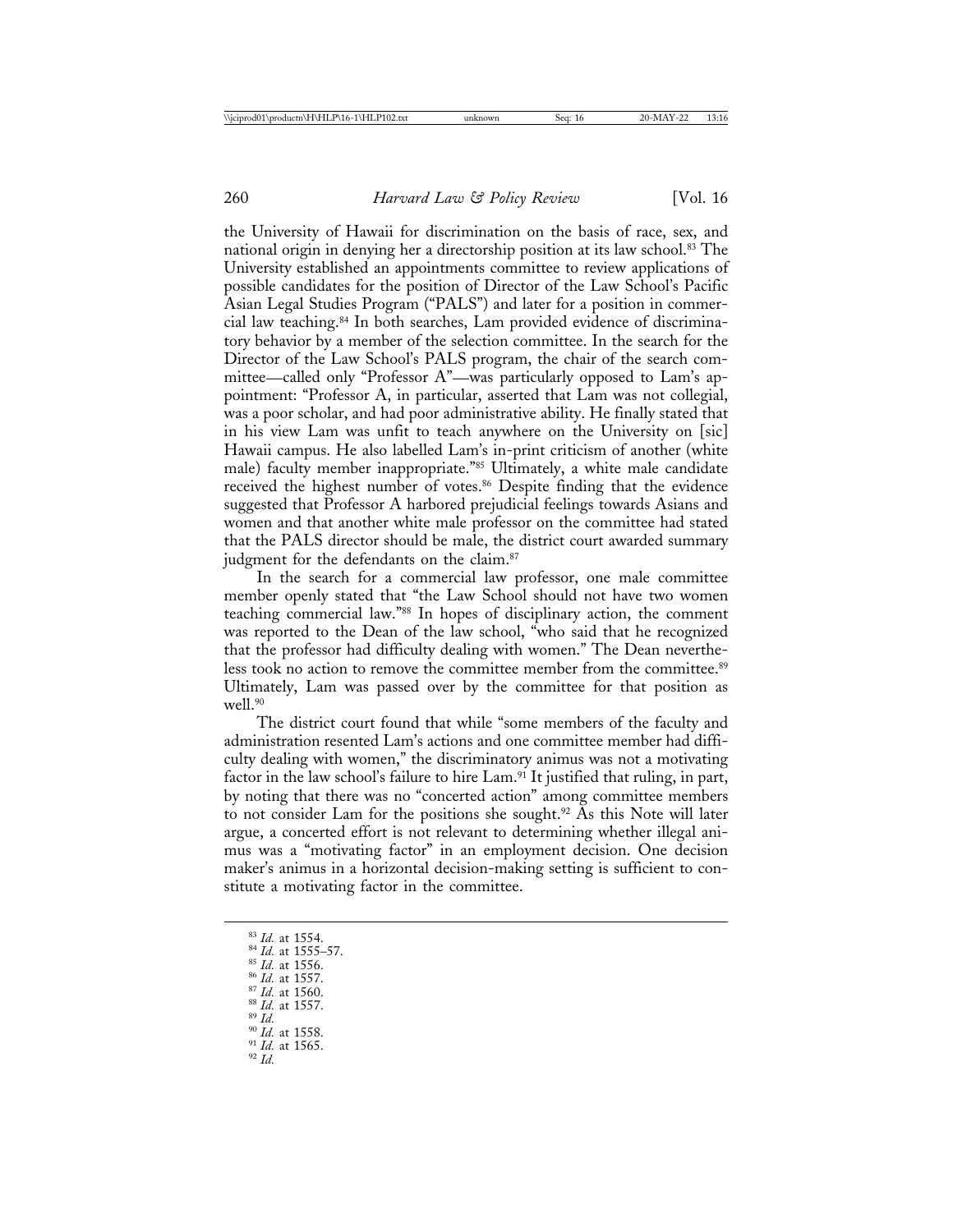the University of Hawaii for discrimination on the basis of race, sex, and national origin in denying her a directorship position at its law school.[83] The University established an appointments committee to review applications of possible candidates for the position of Director of the Law School's Pacific Asian Legal Studies Program ("PALS") and later for a position in commercial law teaching.[84] In both searches, Lam provided evidence of discriminatory behavior by a member of the selection committee. In the search for the Director of the Law School's PALS program, the chair of the search committee—called only "Professor A"—was particularly opposed to Lam's appointment: "Professor A, in particular, asserted that Lam was not collegial, was a poor scholar, and had poor administrative ability. He finally stated that in his view Lam was unfit to teach anywhere on the University on [sic] Hawaii campus. He also labelled Lam's in-print criticism of another (white male) faculty member inappropriate."[85] Ultimately, a white male candidate received the highest number of votes.[86] Despite finding that the evidence suggested that Professor A harbored prejudicial feelings towards Asians and women and that another white male professor on the committee had stated that the PALS director should be male, the district court awarded summary judgment for the defendants on the claim.[87]

In the search for a commercial law professor, one male committee member openly stated that "the Law School should not have two women teaching commercial law."[88] In hopes of disciplinary action, the comment was reported to the Dean of the law school, "who said that he recognized that the professor had difficulty dealing with women." The Dean nevertheless took no action to remove the committee member from the committee.[89] Ultimately, Lam was passed over by the committee for that position as well.[90]

The district court found that while "some members of the faculty and administration resented Lam's actions and one committee member had difficulty dealing with women," the discriminatory animus was not a motivating factor in the law school's failure to hire Lam.[91] It justified that ruling, in part, by noting that there was no "concerted action" among committee members to not consider Lam for the positions she sought.[92] As this Note will later argue, a concerted effort is not relevant to determining whether illegal animus was a "motivating factor" in an employment decision. One decision maker's animus in a horizontal decision-making setting is sufficient to constitute a motivating factor in the committee.

---

[83] *Id.* at 1554.

[84] *Id.* at 1555–57.

[85] *Id.* at 1556.

[86] *Id.* at 1557.

[87] *Id.* at 1560.

[88] *Id.* at 1557.

[89] *Id.*

[90] *Id.* at 1558.

[91] *Id.* at 1565.

[92] *Id.*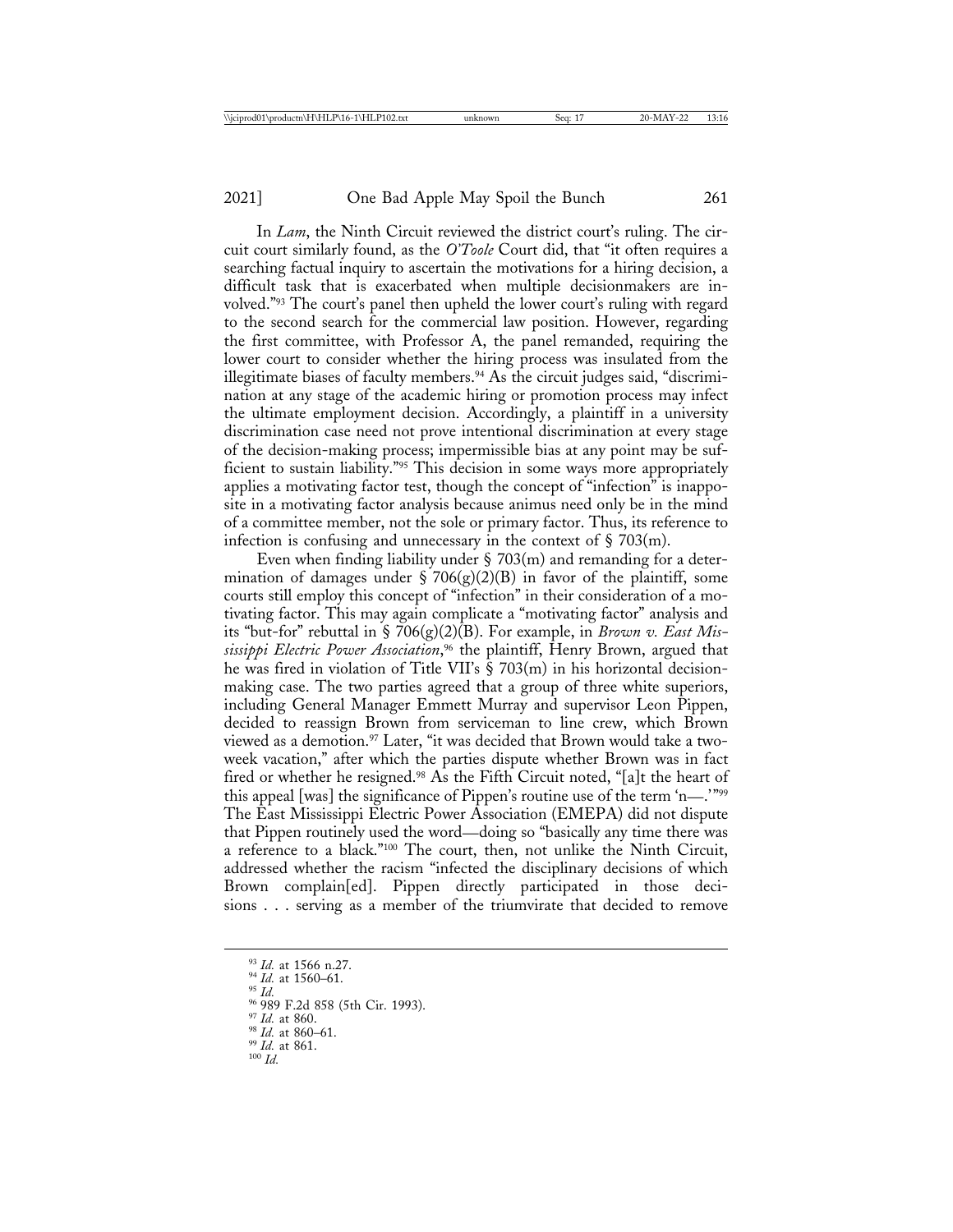In *Lam*, the Ninth Circuit reviewed the district court's ruling. The circuit court similarly found, as the *O'Toole* Court did, that "it often requires a searching factual inquiry to ascertain the motivations for a hiring decision, a difficult task that is exacerbated when multiple decisionmakers are involved."[93] The court's panel then upheld the lower court's ruling with regard to the second search for the commercial law position. However, regarding the first committee, with Professor A, the panel remanded, requiring the lower court to consider whether the hiring process was insulated from the illegitimate biases of faculty members.[94] As the circuit judges said, "discrimination at any stage of the academic hiring or promotion process may infect the ultimate employment decision. Accordingly, a plaintiff in a university discrimination case need not prove intentional discrimination at every stage of the decision-making process; impermissible bias at any point may be sufficient to sustain liability."[95] This decision in some ways more appropriately applies a motivating factor test, though the concept of "infection" is inapposite in a motivating factor analysis because animus need only be in the mind of a committee member, not the sole or primary factor. Thus, its reference to infection is confusing and unnecessary in the context of § 703(m).

Even when finding liability under § 703(m) and remanding for a determination of damages under § 706(g)(2)(B) in favor of the plaintiff, some courts still employ this concept of "infection" in their consideration of a motivating factor. This may again complicate a "motivating factor" analysis and its "but-for" rebuttal in § 706(g)(2)(B). For example, in *Brown v. East Mississippi Electric Power Association*,[96] the plaintiff, Henry Brown, argued that he was fired in violation of Title VII's § 703(m) in his horizontal decision-making case. The two parties agreed that a group of three white superiors, including General Manager Emmett Murray and supervisor Leon Pippen, decided to reassign Brown from serviceman to line crew, which Brown viewed as a demotion.[97] Later, "it was decided that Brown would take a two-week vacation," after which the parties dispute whether Brown was in fact fired or whether he resigned.[98] As the Fifth Circuit noted, "[a]t the heart of this appeal [was] the significance of Pippen's routine use of the term 'n—.'"[99] The East Mississippi Electric Power Association (EMEPA) did not dispute that Pippen routinely used the word—doing so "basically any time there was a reference to a black."[100] The court, then, not unlike the Ninth Circuit, addressed whether the racism "infected the disciplinary decisions of which Brown complain[ed]. Pippen directly participated in those decisions . . . serving as a member of the triumvirate that decided to remove

---

[93] *Id.* at 1566 n.27.

[94] *Id.* at 1560–61.

[95] *Id.*

[96] 989 F.2d 858 (5th Cir. 1993).

[97] *Id.* at 860.

[98] *Id.* at 860–61.

[99] *Id.* at 861.

[100] *Id.*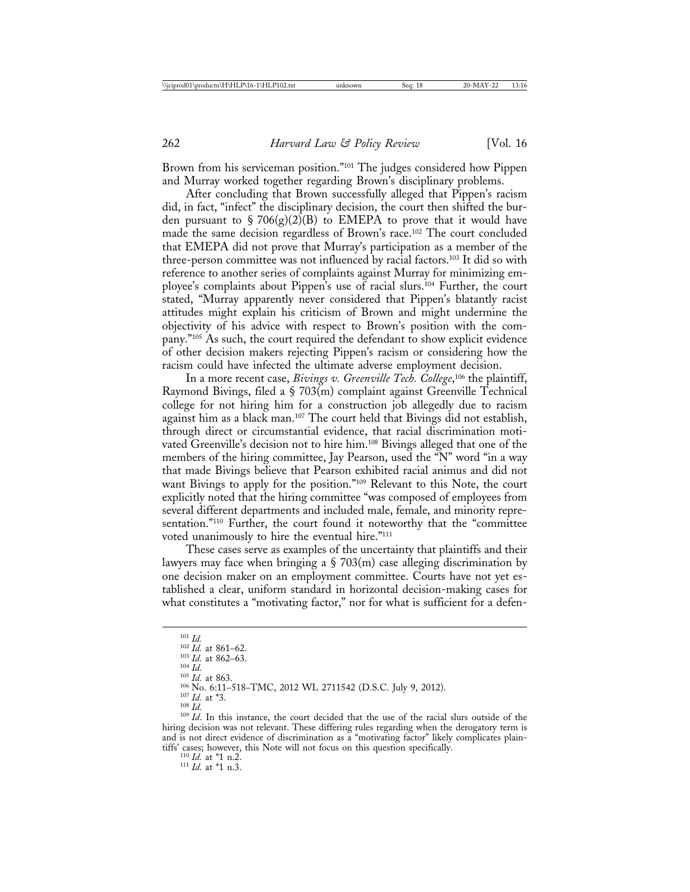Brown from his serviceman position."[101] The judges considered how Pippen and Murray worked together regarding Brown's disciplinary problems.

After concluding that Brown successfully alleged that Pippen's racism did, in fact, "infect" the disciplinary decision, the court then shifted the burden pursuant to § 706(g)(2)(B) to EMEPA to prove that it would have made the same decision regardless of Brown's race.[102] The court concluded that EMEPA did not prove that Murray's participation as a member of the three-person committee was not influenced by racial factors.[103] It did so with reference to another series of complaints against Murray for minimizing employee's complaints about Pippen's use of racial slurs.[104] Further, the court stated, "Murray apparently never considered that Pippen's blatantly racist attitudes might explain his criticism of Brown and might undermine the objectivity of his advice with respect to Brown's position with the company."[105] As such, the court required the defendant to show explicit evidence of other decision makers rejecting Pippen's racism or considering how the racism could have infected the ultimate adverse employment decision.

In a more recent case, *Bivings v. Greenville Tech. College*,[106] the plaintiff, Raymond Bivings, filed a § 703(m) complaint against Greenville Technical college for not hiring him for a construction job allegedly due to racism against him as a black man.[107] The court held that Bivings did not establish, through direct or circumstantial evidence, that racial discrimination motivated Greenville's decision not to hire him.[108] Bivings alleged that one of the members of the hiring committee, Jay Pearson, used the "N" word "in a way that made Bivings believe that Pearson exhibited racial animus and did not want Bivings to apply for the position."[109] Relevant to this Note, the court explicitly noted that the hiring committee "was composed of employees from several different departments and included male, female, and minority representation."[110] Further, the court found it noteworthy that the "committee voted unanimously to hire the eventual hire."[111]

These cases serve as examples of the uncertainty that plaintiffs and their lawyers may face when bringing a § 703(m) case alleging discrimination by one decision maker on an employment committee. Courts have not yet established a clear, uniform standard in horizontal decision-making cases for what constitutes a "motivating factor," nor for what is sufficient for a defen-

---

[101] *Id.*

[102] *Id.* at 861–62.

[103] *Id.* at 862–63.

[104] *Id.*

[105] *Id.* at 863.

[106] No. 6:11–518–TMC, 2012 WL 2711542 (D.S.C. July 9, 2012).

[107] *Id.* at *3.

[108] *Id.*

[109] *Id.* In this instance, the court decided that the use of the racial slurs outside of the hiring decision was not relevant. These differing rules regarding when the derogatory term is and is not direct evidence of discrimination as a "motivating factor" likely complicates plaintiffs' cases; however, this Note will not focus on this question specifically.

[110] *Id.* at *1 n.2.

[111] *Id.* at *1 n.3.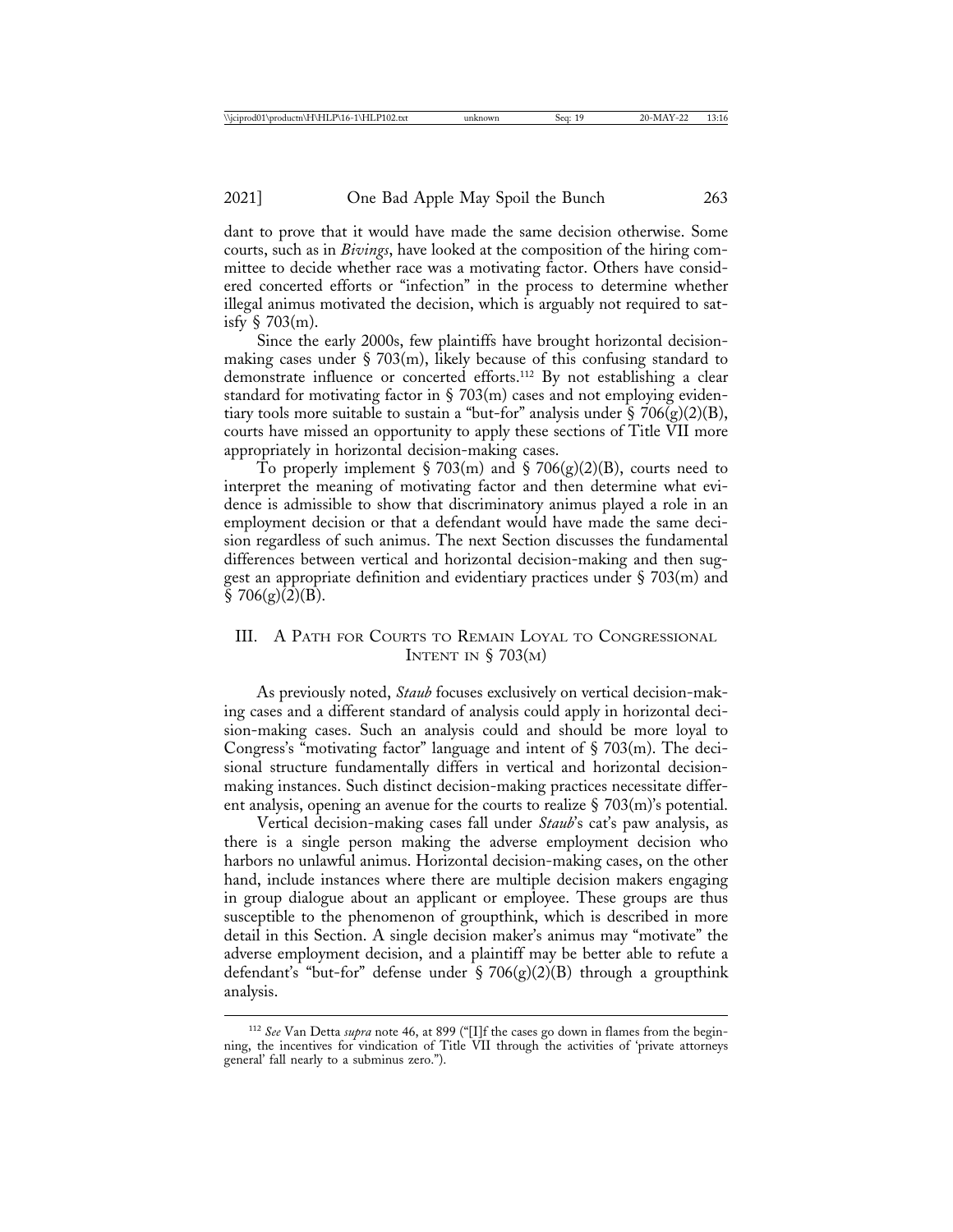dant to prove that it would have made the same decision otherwise. Some courts, such as in *Bivings*, have looked at the composition of the hiring committee to decide whether race was a motivating factor. Others have considered concerted efforts or "infection" in the process to determine whether illegal animus motivated the decision, which is arguably not required to satisfy § 703(m).

Since the early 2000s, few plaintiffs have brought horizontal decision-making cases under § 703(m), likely because of this confusing standard to demonstrate influence or concerted efforts.[112] By not establishing a clear standard for motivating factor in § 703(m) cases and not employing evidentiary tools more suitable to sustain a "but-for" analysis under § 706(g)(2)(B), courts have missed an opportunity to apply these sections of Title VII more appropriately in horizontal decision-making cases.

To properly implement § 703(m) and § 706(g)(2)(B), courts need to interpret the meaning of motivating factor and then determine what evidence is admissible to show that discriminatory animus played a role in an employment decision or that a defendant would have made the same decision regardless of such animus. The next Section discusses the fundamental differences between vertical and horizontal decision-making and then suggest an appropriate definition and evidentiary practices under § 703(m) and § 706(g)(2)(B).

## III. A Path for Courts to Remain Loyal to Congressional Intent in § 703(m)

As previously noted, *Staub* focuses exclusively on vertical decision-making cases and a different standard of analysis could apply in horizontal decision-making cases. Such an analysis could and should be more loyal to Congress's "motivating factor" language and intent of § 703(m). The decisional structure fundamentally differs in vertical and horizontal decision-making instances. Such distinct decision-making practices necessitate different analysis, opening an avenue for the courts to realize § 703(m)'s potential.

Vertical decision-making cases fall under *Staub*'s cat's paw analysis, as there is a single person making the adverse employment decision who harbors no unlawful animus. Horizontal decision-making cases, on the other hand, include instances where there are multiple decision makers engaging in group dialogue about an applicant or employee. These groups are thus susceptible to the phenomenon of groupthink, which is described in more detail in this Section. A single decision maker's animus may "motivate" the adverse employment decision, and a plaintiff may be better able to refute a defendant's "but-for" defense under § 706(g)(2)(B) through a groupthink analysis.

---

[112] *See* Van Detta *supra* note 46, at 899 ("[I]f the cases go down in flames from the beginning, the incentives for vindication of Title VII through the activities of 'private attorneys general' fall nearly to a subminus zero.").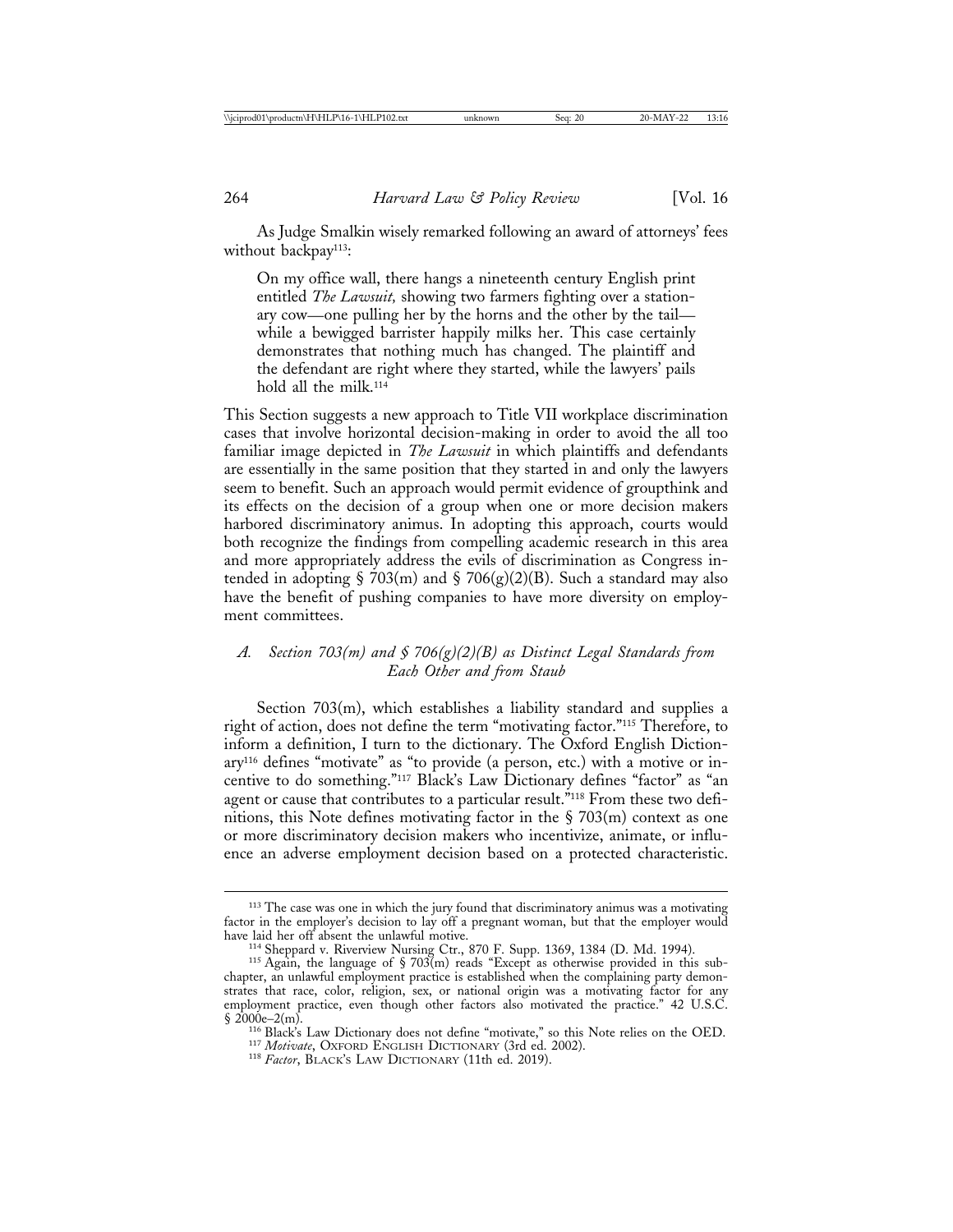As Judge Smalkin wisely remarked following an award of attorneys' fees without backpay[113]:

> On my office wall, there hangs a nineteenth century English print entitled *The Lawsuit,* showing two farmers fighting over a stationary cow—one pulling her by the horns and the other by the tail—while a bewigged barrister happily milks her. This case certainly demonstrates that nothing much has changed. The plaintiff and the defendant are right where they started, while the lawyers' pails hold all the milk.[114]

This Section suggests a new approach to Title VII workplace discrimination cases that involve horizontal decision-making in order to avoid the all too familiar image depicted in *The Lawsuit* in which plaintiffs and defendants are essentially in the same position that they started in and only the lawyers seem to benefit. Such an approach would permit evidence of groupthink and its effects on the decision of a group when one or more decision makers harbored discriminatory animus. In adopting this approach, courts would both recognize the findings from compelling academic research in this area and more appropriately address the evils of discrimination as Congress intended in adopting § 703(m) and § 706(g)(2)(B). Such a standard may also have the benefit of pushing companies to have more diversity on employment committees.

### *A. Section 703(m) and § 706(g)(2)(B) as Distinct Legal Standards from Each Other and from Staub*

Section 703(m), which establishes a liability standard and supplies a right of action, does not define the term "motivating factor."[115] Therefore, to inform a definition, I turn to the dictionary. The Oxford English Dictionary[116] defines "motivate" as "to provide (a person, etc.) with a motive or incentive to do something."[117] Black's Law Dictionary defines "factor" as "an agent or cause that contributes to a particular result."[118] From these two definitions, this Note defines motivating factor in the § 703(m) context as one or more discriminatory decision makers who incentivize, animate, or influence an adverse employment decision based on a protected characteristic.

---

[113] The case was one in which the jury found that discriminatory animus was a motivating factor in the employer's decision to lay off a pregnant woman, but that the employer would have laid her off absent the unlawful motive.

[114] Sheppard v. Riverview Nursing Ctr., 870 F. Supp. 1369, 1384 (D. Md. 1994).

[115] Again, the language of § 703(m) reads "Except as otherwise provided in this subchapter, an unlawful employment practice is established when the complaining party demonstrates that race, color, religion, sex, or national origin was a motivating factor for any employment practice, even though other factors also motivated the practice." 42 U.S.C. § 2000e–2(m).

[116] Black's Law Dictionary does not define "motivate," so this Note relies on the OED.

[117] *Motivate*, Oxford English Dictionary (3rd ed. 2002).

[118] *Factor*, Black's Law Dictionary (11th ed. 2019).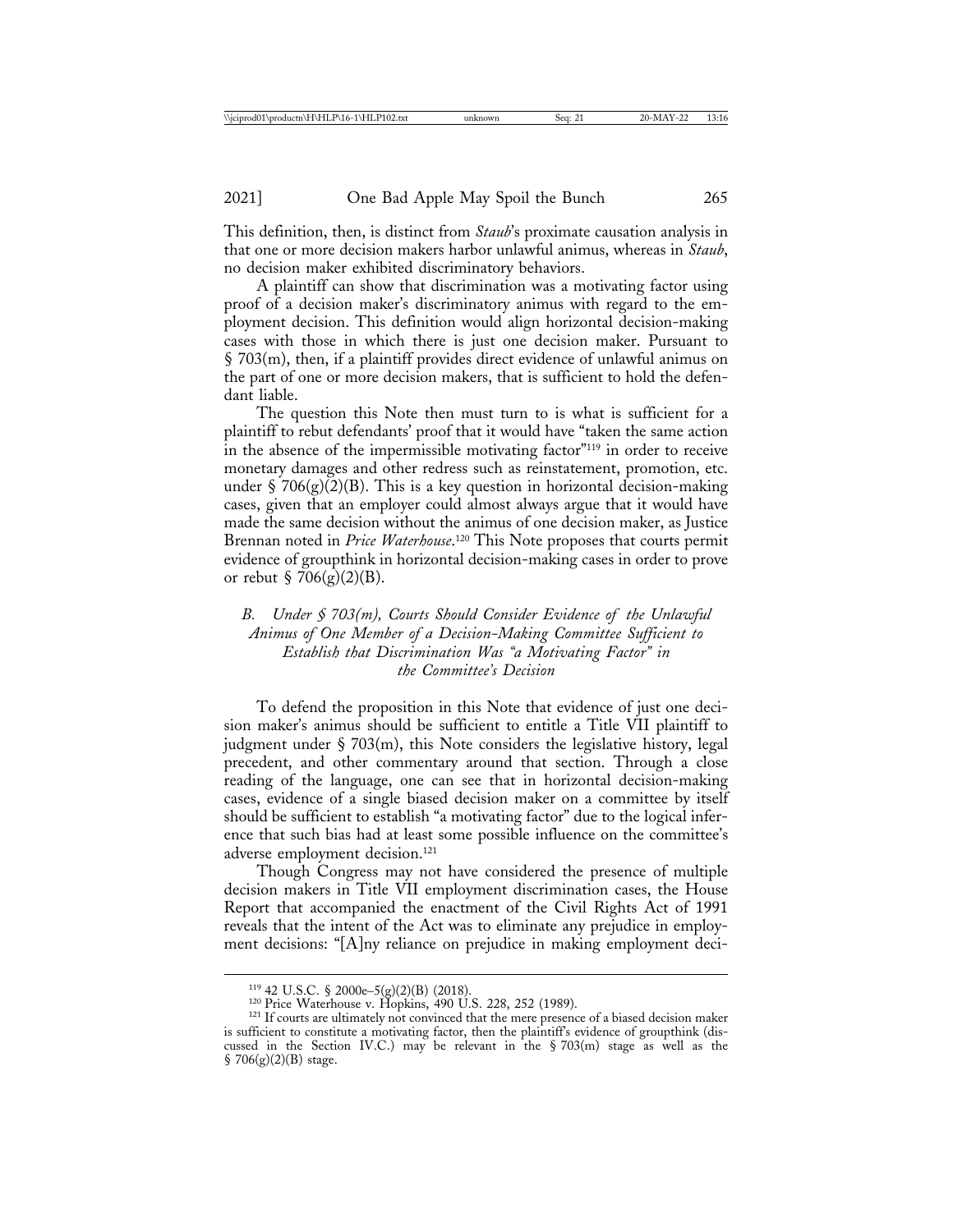This definition, then, is distinct from *Staub*'s proximate causation analysis in that one or more decision makers harbor unlawful animus, whereas in *Staub*, no decision maker exhibited discriminatory behaviors.

A plaintiff can show that discrimination was a motivating factor using proof of a decision maker's discriminatory animus with regard to the employment decision. This definition would align horizontal decision-making cases with those in which there is just one decision maker. Pursuant to § 703(m), then, if a plaintiff provides direct evidence of unlawful animus on the part of one or more decision makers, that is sufficient to hold the defendant liable.

The question this Note then must turn to is what is sufficient for a plaintiff to rebut defendants' proof that it would have "taken the same action in the absence of the impermissible motivating factor"[119] in order to receive monetary damages and other redress such as reinstatement, promotion, etc. under § 706(g)(2)(B). This is a key question in horizontal decision-making cases, given that an employer could almost always argue that it would have made the same decision without the animus of one decision maker, as Justice Brennan noted in *Price Waterhouse*.[120] This Note proposes that courts permit evidence of groupthink in horizontal decision-making cases in order to prove or rebut § 706(g)(2)(B).

### *B. Under § 703(m), Courts Should Consider Evidence of the Unlawful Animus of One Member of a Decision-Making Committee Sufficient to Establish that Discrimination Was "a Motivating Factor" in the Committee's Decision*

To defend the proposition in this Note that evidence of just one decision maker's animus should be sufficient to entitle a Title VII plaintiff to judgment under § 703(m), this Note considers the legislative history, legal precedent, and other commentary around that section. Through a close reading of the language, one can see that in horizontal decision-making cases, evidence of a single biased decision maker on a committee by itself should be sufficient to establish "a motivating factor" due to the logical inference that such bias had at least some possible influence on the committee's adverse employment decision.[121]

Though Congress may not have considered the presence of multiple decision makers in Title VII employment discrimination cases, the House Report that accompanied the enactment of the Civil Rights Act of 1991 reveals that the intent of the Act was to eliminate any prejudice in employment decisions: "[A]ny reliance on prejudice in making employment deci-

---

[119] 42 U.S.C. § 2000e–5(g)(2)(B) (2018).

[120] Price Waterhouse v. Hopkins, 490 U.S. 228, 252 (1989).

[121] If courts are ultimately not convinced that the mere presence of a biased decision maker is sufficient to constitute a motivating factor, then the plaintiff's evidence of groupthink (discussed in the Section IV.C.) may be relevant in the § 703(m) stage as well as the § 706(g)(2)(B) stage.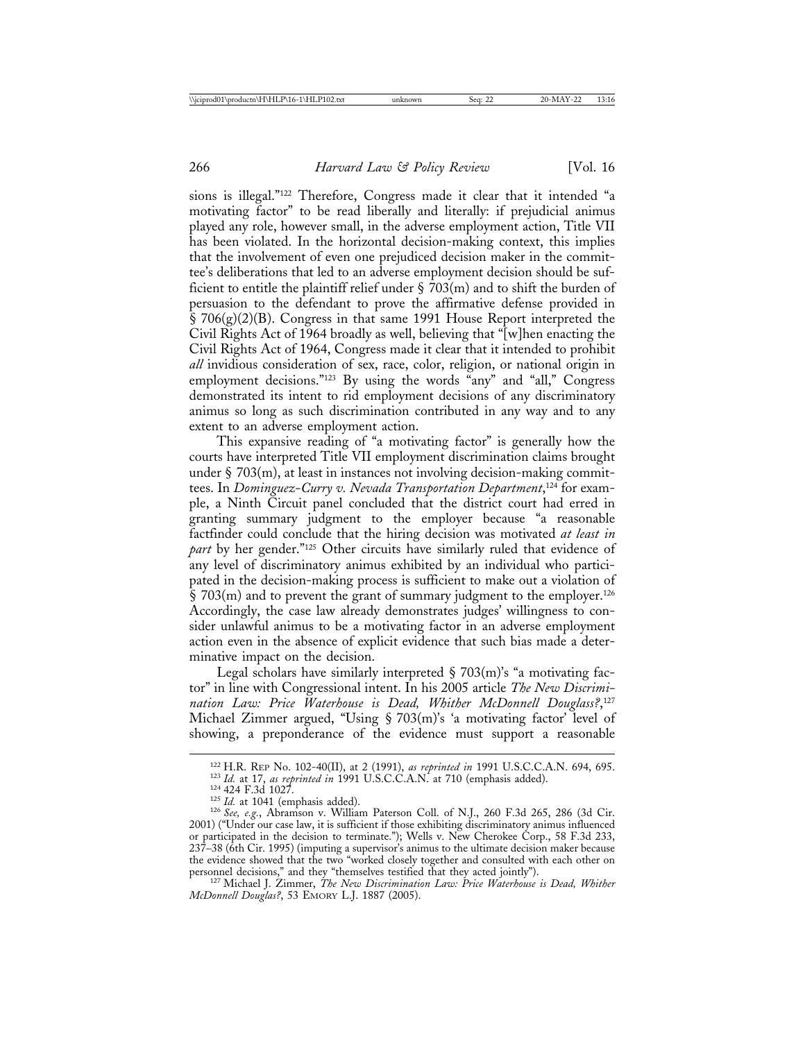sions is illegal."[122] Therefore, Congress made it clear that it intended "a motivating factor" to be read liberally and literally: if prejudicial animus played any role, however small, in the adverse employment action, Title VII has been violated. In the horizontal decision-making context, this implies that the involvement of even one prejudiced decision maker in the committee's deliberations that led to an adverse employment decision should be sufficient to entitle the plaintiff relief under § 703(m) and to shift the burden of persuasion to the defendant to prove the affirmative defense provided in § 706(g)(2)(B). Congress in that same 1991 House Report interpreted the Civil Rights Act of 1964 broadly as well, believing that "[w]hen enacting the Civil Rights Act of 1964, Congress made it clear that it intended to prohibit *all* invidious consideration of sex, race, color, religion, or national origin in employment decisions."[123] By using the words "any" and "all," Congress demonstrated its intent to rid employment decisions of any discriminatory animus so long as such discrimination contributed in any way and to any extent to an adverse employment action.

This expansive reading of "a motivating factor" is generally how the courts have interpreted Title VII employment discrimination claims brought under § 703(m), at least in instances not involving decision-making committees. In *Dominguez-Curry v. Nevada Transportation Department*,[124] for example, a Ninth Circuit panel concluded that the district court had erred in granting summary judgment to the employer because "a reasonable factfinder could conclude that the hiring decision was motivated *at least in part* by her gender."[125] Other circuits have similarly ruled that evidence of any level of discriminatory animus exhibited by an individual who participated in the decision-making process is sufficient to make out a violation of § 703(m) and to prevent the grant of summary judgment to the employer.[126] Accordingly, the case law already demonstrates judges' willingness to consider unlawful animus to be a motivating factor in an adverse employment action even in the absence of explicit evidence that such bias made a determinative impact on the decision.

Legal scholars have similarly interpreted § 703(m)'s "a motivating factor" in line with Congressional intent. In his 2005 article *The New Discrimination Law: Price Waterhouse is Dead, Whither McDonnell Douglass?*,[127] Michael Zimmer argued, "Using § 703(m)'s 'a motivating factor' level of showing, a preponderance of the evidence must support a reasonable

---

[122] H.R. Rep No. 102-40(II), at 2 (1991), *as reprinted in* 1991 U.S.C.C.A.N. 694, 695.

[123] *Id.* at 17, *as reprinted in* 1991 U.S.C.C.A.N. at 710 (emphasis added).

[124] 424 F.3d 1027.

[125] *Id.* at 1041 (emphasis added).

[126] *See, e.g.*, Abramson v. William Paterson Coll. of N.J., 260 F.3d 265, 286 (3d Cir. 2001) ("Under our case law, it is sufficient if those exhibiting discriminatory animus influenced or participated in the decision to terminate."); Wells v. New Cherokee Corp., 58 F.3d 233, 237–38 (6th Cir. 1995) (imputing a supervisor's animus to the ultimate decision maker because the evidence showed that the two "worked closely together and consulted with each other on personnel decisions," and they "themselves testified that they acted jointly").

[127] Michael J. Zimmer, *The New Discrimination Law: Price Waterhouse is Dead, Whither McDonnell Douglass?*, 53 Emory L.J. 1887 (2005).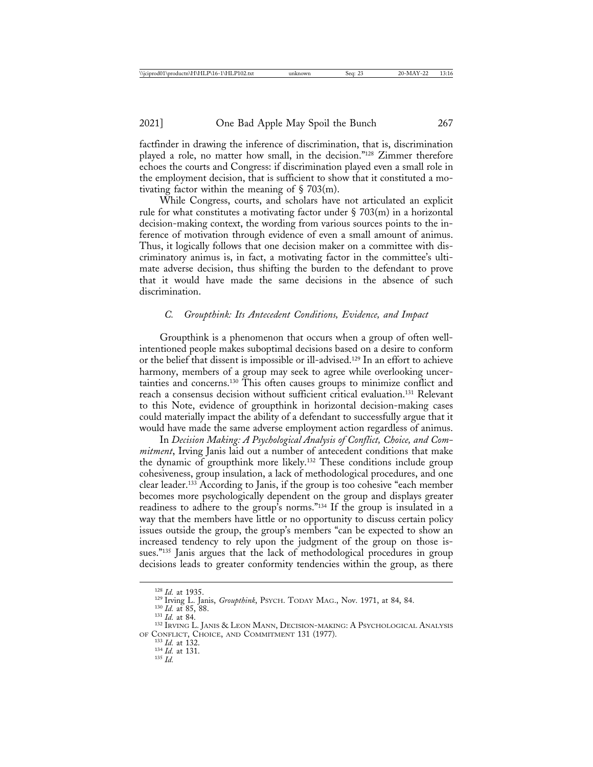factfinder in drawing the inference of discrimination, that is, discrimination played a role, no matter how small, in the decision."[128] Zimmer therefore echoes the courts and Congress: if discrimination played even a small role in the employment decision, that is sufficient to show that it constituted a motivating factor within the meaning of § 703(m).

While Congress, courts, and scholars have not articulated an explicit rule for what constitutes a motivating factor under § 703(m) in a horizontal decision-making context, the wording from various sources points to the inference of motivation through evidence of even a small amount of animus. Thus, it logically follows that one decision maker on a committee with discriminatory animus is, in fact, a motivating factor in the committee's ultimate adverse decision, thus shifting the burden to the defendant to prove that it would have made the same decisions in the absence of such discrimination.

### *C. Groupthink: Its Antecedent Conditions, Evidence, and Impact*

Groupthink is a phenomenon that occurs when a group of often well-intentioned people makes suboptimal decisions based on a desire to conform or the belief that dissent is impossible or ill-advised.[129] In an effort to achieve harmony, members of a group may seek to agree while overlooking uncertainties and concerns.[130] This often causes groups to minimize conflict and reach a consensus decision without sufficient critical evaluation.[131] Relevant to this Note, evidence of groupthink in horizontal decision-making cases could materially impact the ability of a defendant to successfully argue that it would have made the same adverse employment action regardless of animus.

In *Decision Making: A Psychological Analysis of Conflict, Choice, and Commitment*, Irving Janis laid out a number of antecedent conditions that make the dynamic of groupthink more likely.[132] These conditions include group cohesiveness, group insulation, a lack of methodological procedures, and one clear leader.[133] According to Janis, if the group is too cohesive "each member becomes more psychologically dependent on the group and displays greater readiness to adhere to the group's norms."[134] If the group is insulated in a way that the members have little or no opportunity to discuss certain policy issues outside the group, the group's members "can be expected to show an increased tendency to rely upon the judgment of the group on those issues."[135] Janis argues that the lack of methodological procedures in group decisions leads to greater conformity tendencies within the group, as there

---

[128] *Id.* at 1935.

[129] Irving L. Janis, *Groupthink*, PSYCH. TODAY MAG., Nov. 1971, at 84, 84.

[130] *Id.* at 85, 88.

[131] *Id.* at 84.

[132] IRVING L. JANIS & LEON MANN, DECISION-MAKING: A PSYCHOLOGICAL ANALYSIS OF CONFLICT, CHOICE, AND COMMITMENT 131 (1977).

[133] *Id.* at 132.

[134] *Id.* at 131.

[135] *Id.*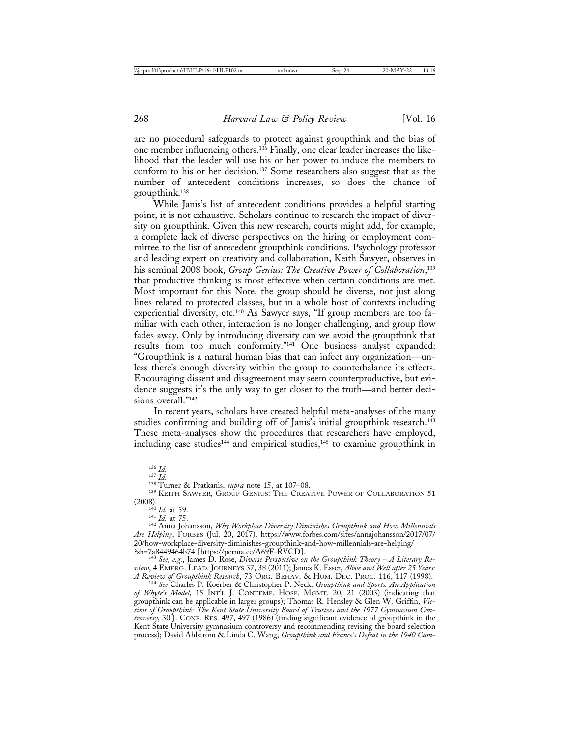are no procedural safeguards to protect against groupthink and the bias of one member influencing others.[136] Finally, one clear leader increases the likelihood that the leader will use his or her power to induce the members to conform to his or her decision.[137] Some researchers also suggest that as the number of antecedent conditions increases, so does the chance of groupthink.[138]

While Janis's list of antecedent conditions provides a helpful starting point, it is not exhaustive. Scholars continue to research the impact of diversity on groupthink. Given this new research, courts might add, for example, a complete lack of diverse perspectives on the hiring or employment committee to the list of antecedent groupthink conditions. Psychology professor and leading expert on creativity and collaboration, Keith Sawyer, observes in his seminal 2008 book, *Group Genius: The Creative Power of Collaboration*,[139] that productive thinking is most effective when certain conditions are met. Most important for this Note, the group should be diverse, not just along lines related to protected classes, but in a whole host of contexts including experiential diversity, etc.[140] As Sawyer says, "If group members are too familiar with each other, interaction is no longer challenging, and group flow fades away. Only by introducing diversity can we avoid the groupthink that results from too much conformity."[141] One business analyst expanded: "Groupthink is a natural human bias that can infect any organization—unless there's enough diversity within the group to counterbalance its effects. Encouraging dissent and disagreement may seem counterproductive, but evidence suggests it's the only way to get closer to the truth—and better decisions overall."[142]

In recent years, scholars have created helpful meta-analyses of the many studies confirming and building off of Janis's initial groupthink research.[143] These meta-analyses show the procedures that researchers have employed, including case studies[144] and empirical studies,[145] to examine groupthink in

---

[136] *Id.*

[137] *Id.*

[138] Turner & Pratkanis, *supra* note 15, at 107–08.

[139] KEITH SAWYER, GROUP GENIUS: THE CREATIVE POWER OF COLLABORATION 51 (2008).

[140] *Id.* at 59.

[141] *Id.* at 75.

[142] Anna Johansson, *Why Workplace Diversity Diminishes Groupthink and How Millennials Are Helping*, FORBES (Jul. 20, 2017), https://www.forbes.com/sites/annajohansson/2017/07/20/how-workplace-diversity-diminishes-groupthink-and-how-millennials-are-helping/?sh=7a8449464b74 [https://perma.cc/A69F-RVCD].

[143] *See, e.g.*, James D. Rose, *Diverse Perspective on the Groupthink Theory – A Literary Review*, 4 EMERG. LEAD. JOURNEYS 37, 38 (2011); James K. Esser, *Alive and Well after 25 Years: A Review of Groupthink Research*, 73 ORG. BEHAV. & HUM. DEC. PROC. 116, 117 (1998).

[144] *See* Charles P. Koerber & Christopher P. Neck, *Groupthink and Sports: An Application of Whyte's Model*, 15 INT'L J. CONTEMP. HOSP. MGMT. 20, 21 (2003) (indicating that groupthink can be applicable in larger groups); Thomas R. Hensley & Glen W. Griffin, *Victims of Groupthink: The Kent State University Board of Trustees and the 1977 Gymnasium Controversy*, 30 J. CONF. RES. 497, 497 (1986) (finding significant evidence of groupthink in the Kent State University gymnasium controversy and recommending revising the board selection process); David Ahlstrom & Linda C. Wang, *Groupthink and France's Defeat in the 1940 Cam-*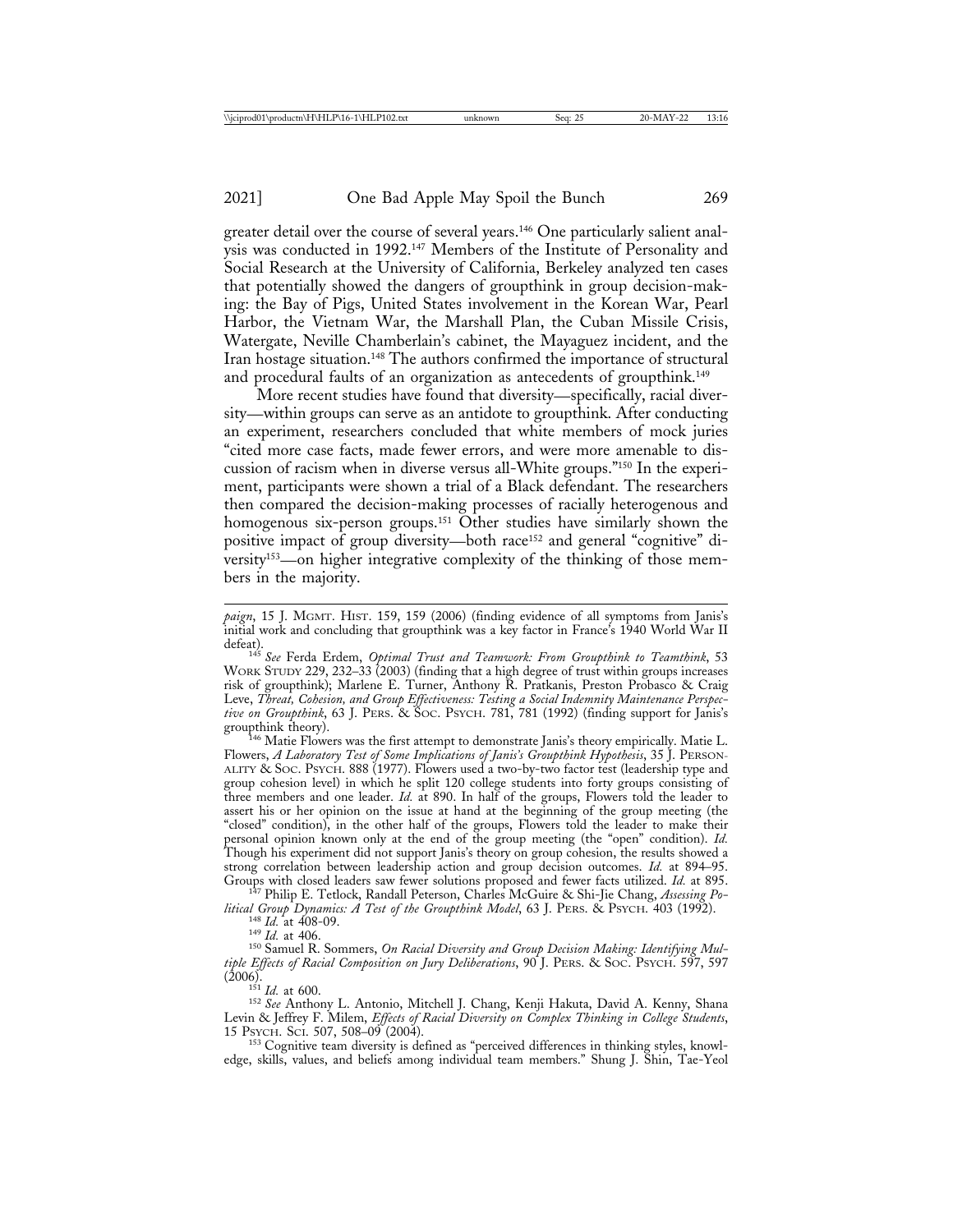greater detail over the course of several years.[146] One particularly salient analysis was conducted in 1992.[147] Members of the Institute of Personality and Social Research at the University of California, Berkeley analyzed ten cases that potentially showed the dangers of groupthink in group decision-making: the Bay of Pigs, United States involvement in the Korean War, Pearl Harbor, the Vietnam War, the Marshall Plan, the Cuban Missile Crisis, Watergate, Neville Chamberlain's cabinet, the Mayaguez incident, and the Iran hostage situation.[148] The authors confirmed the importance of structural and procedural faults of an organization as antecedents of groupthink.[149]

More recent studies have found that diversity—specifically, racial diversity—within groups can serve as an antidote to groupthink. After conducting an experiment, researchers concluded that white members of mock juries "cited more case facts, made fewer errors, and were more amenable to discussion of racism when in diverse versus all-White groups."[150] In the experiment, participants were shown a trial of a Black defendant. The researchers then compared the decision-making processes of racially heterogenous and homogenous six-person groups.[151] Other studies have similarly shown the positive impact of group diversity—both race[152] and general "cognitive" diversity[153]—on higher integrative complexity of the thinking of those members in the majority.

---

*paign*, 15 J. MGMT. HIST. 159, 159 (2006) (finding evidence of all symptoms from Janis's initial work and concluding that groupthink was a key factor in France's 1940 World War II defeat).

[145] *See* Ferda Erdem, *Optimal Trust and Teamwork: From Groupthink to Teamthink*, 53 WORK STUDY 229, 232–33 (2003) (finding that a high degree of trust within groups increases risk of groupthink); Marlene E. Turner, Anthony R. Pratkanis, Preston Probasco & Craig Leve, *Threat, Cohesion, and Group Effectiveness: Testing a Social Indemnity Maintenance Perspective on Groupthink*, 63 J. PERS. & SOC. PSYCH. 781, 781 (1992) (finding support for Janis's groupthink theory).

[146] Matie Flowers was the first attempt to demonstrate Janis's theory empirically. Matie L. Flowers, *A Laboratory Test of Some Implications of Janis's Groupthink Hypothesis*, 35 J. PERSONALITY & SOC. PSYCH. 888 (1977). Flowers used a two-by-two factor test (leadership type and group cohesion level) in which he split 120 college students into forty groups consisting of three members and one leader. *Id.* at 890. In half of the groups, Flowers told the leader to assert his or her opinion on the issue at hand at the beginning of the group meeting (the "closed" condition), in the other half of the groups, Flowers told the leader to make their personal opinion known only at the end of the group meeting (the "open" condition). *Id.* Though his experiment did not support Janis's theory on group cohesion, the results showed a strong correlation between leadership action and group decision outcomes. *Id.* at 894–95. Groups with closed leaders saw fewer solutions proposed and fewer facts utilized. *Id.* at 895.

[147] Philip E. Tetlock, Randall Peterson, Charles McGuire & Shi-Jie Chang, *Assessing Political Group Dynamics: A Test of the Groupthink Model*, 63 J. PERS. & PSYCH. 403 (1992).

[148] *Id.* at 408-09.

[149] *Id.* at 406.

[150] Samuel R. Sommers, *On Racial Diversity and Group Decision Making: Identifying Multiple Effects of Racial Composition on Jury Deliberations*, 90 J. PERS. & SOC. PSYCH. 597, 597 (2006).

[151] *Id.* at 600.

[152] *See* Anthony L. Antonio, Mitchell J. Chang, Kenji Hakuta, David A. Kenny, Shana Levin & Jeffrey F. Milem, *Effects of Racial Diversity on Complex Thinking in College Students*, 15 PSYCH. SCI. 507, 508–09 (2004).

[153] Cognitive team diversity is defined as "perceived differences in thinking styles, knowledge, skills, values, and beliefs among individual team members." Shung J. Shin, Tae-Yeol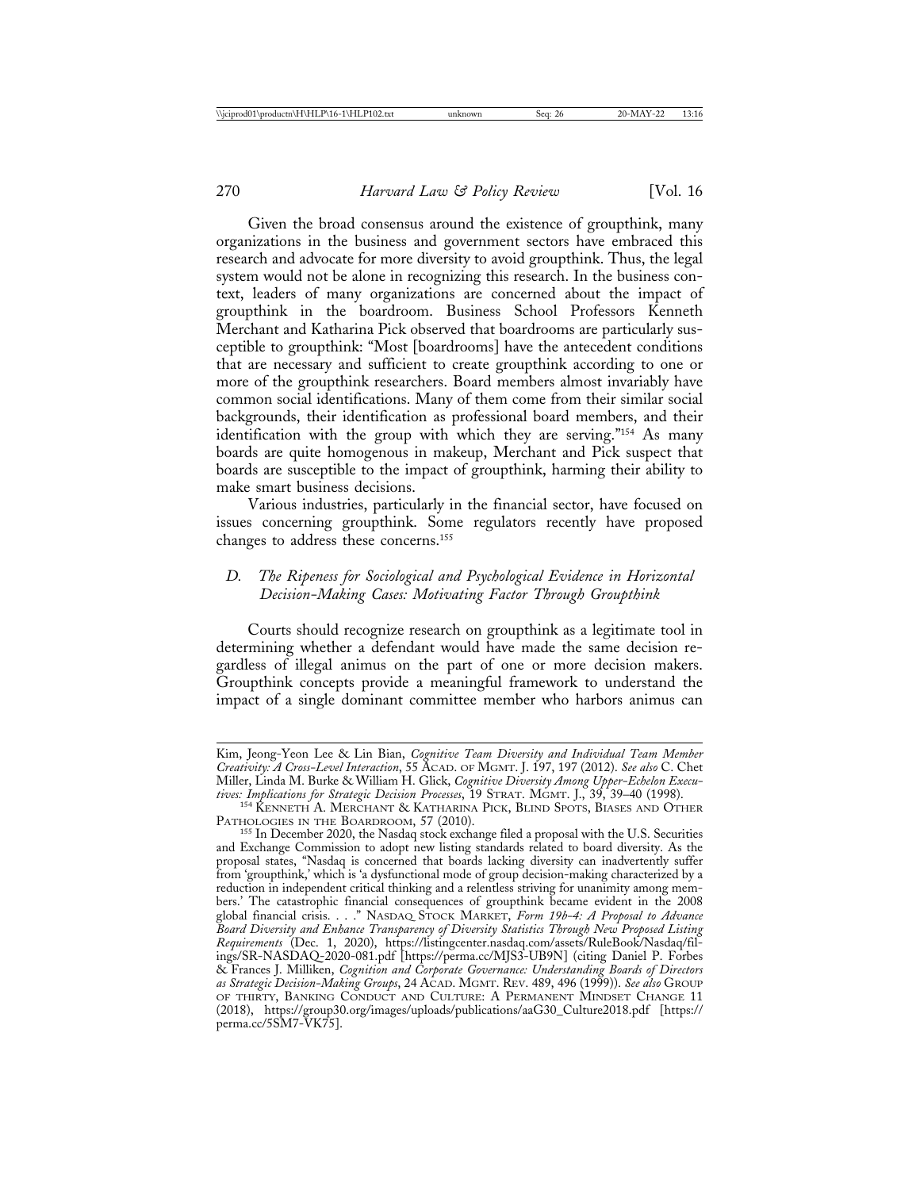Given the broad consensus around the existence of groupthink, many organizations in the business and government sectors have embraced this research and advocate for more diversity to avoid groupthink. Thus, the legal system would not be alone in recognizing this research. In the business context, leaders of many organizations are concerned about the impact of groupthink in the boardroom. Business School Professors Kenneth Merchant and Katharina Pick observed that boardrooms are particularly susceptible to groupthink: "Most [boardrooms] have the antecedent conditions that are necessary and sufficient to create groupthink according to one or more of the groupthink researchers. Board members almost invariably have common social identifications. Many of them come from their similar social backgrounds, their identification as professional board members, and their identification with the group with which they are serving."[154] As many boards are quite homogenous in makeup, Merchant and Pick suspect that boards are susceptible to the impact of groupthink, harming their ability to make smart business decisions.

Various industries, particularly in the financial sector, have focused on issues concerning groupthink. Some regulators recently have proposed changes to address these concerns.[155]

### D. *The Ripeness for Sociological and Psychological Evidence in Horizontal Decision-Making Cases: Motivating Factor Through Groupthink*

Courts should recognize research on groupthink as a legitimate tool in determining whether a defendant would have made the same decision regardless of illegal animus on the part of one or more decision makers. Groupthink concepts provide a meaningful framework to understand the impact of a single dominant committee member who harbors animus can

---

Kim, Jeong-Yeon Lee & Lin Bian, *Cognitive Team Diversity and Individual Team Member Creativity: A Cross-Level Interaction*, 55 Acad. of Mgmt. J. 197, 197 (2012). *See also* C. Chet Miller, Linda M. Burke & William H. Glick, *Cognitive Diversity Among Upper-Echelon Executives: Implications for Strategic Decision Processes*, 19 Strat. Mgmt. J., 39, 39–40 (1998).

[154] Kenneth A. Merchant & Katharina Pick, Blind Spots, Biases and Other Pathologies in the Boardroom, 57 (2010).

[155] In December 2020, the Nasdaq stock exchange filed a proposal with the U.S. Securities and Exchange Commission to adopt new listing standards related to board diversity. As the proposal states, "Nasdaq is concerned that boards lacking diversity can inadvertently suffer from 'groupthink,' which is 'a dysfunctional mode of group decision-making characterized by a reduction in independent critical thinking and a relentless striving for unanimity among members.' The catastrophic financial consequences of groupthink became evident in the 2008 global financial crisis. . . ." Nasdaq Stock Market, *Form 19b-4: A Proposal to Advance Board Diversity and Enhance Transparency of Diversity Statistics Through New Proposed Listing Requirements* (Dec. 1, 2020), https://listingcenter.nasdaq.com/assets/RuleBook/Nasdaq/filings/SR-NASDAQ-2020-081.pdf [https://perma.cc/MJS3-UB9N] (citing Daniel P. Forbes & Frances J. Milliken, *Cognition and Corporate Governance: Understanding Boards of Directors as Strategic Decision-Making Groups*, 24 Acad. Mgmt. Rev. 489, 496 (1999)). *See also* Group of Thirty, Banking Conduct and Culture: A Permanent Mindset Change 11 (2018), https://group30.org/images/uploads/publications/aaG30_Culture2018.pdf [https://perma.cc/5SM7-VK75].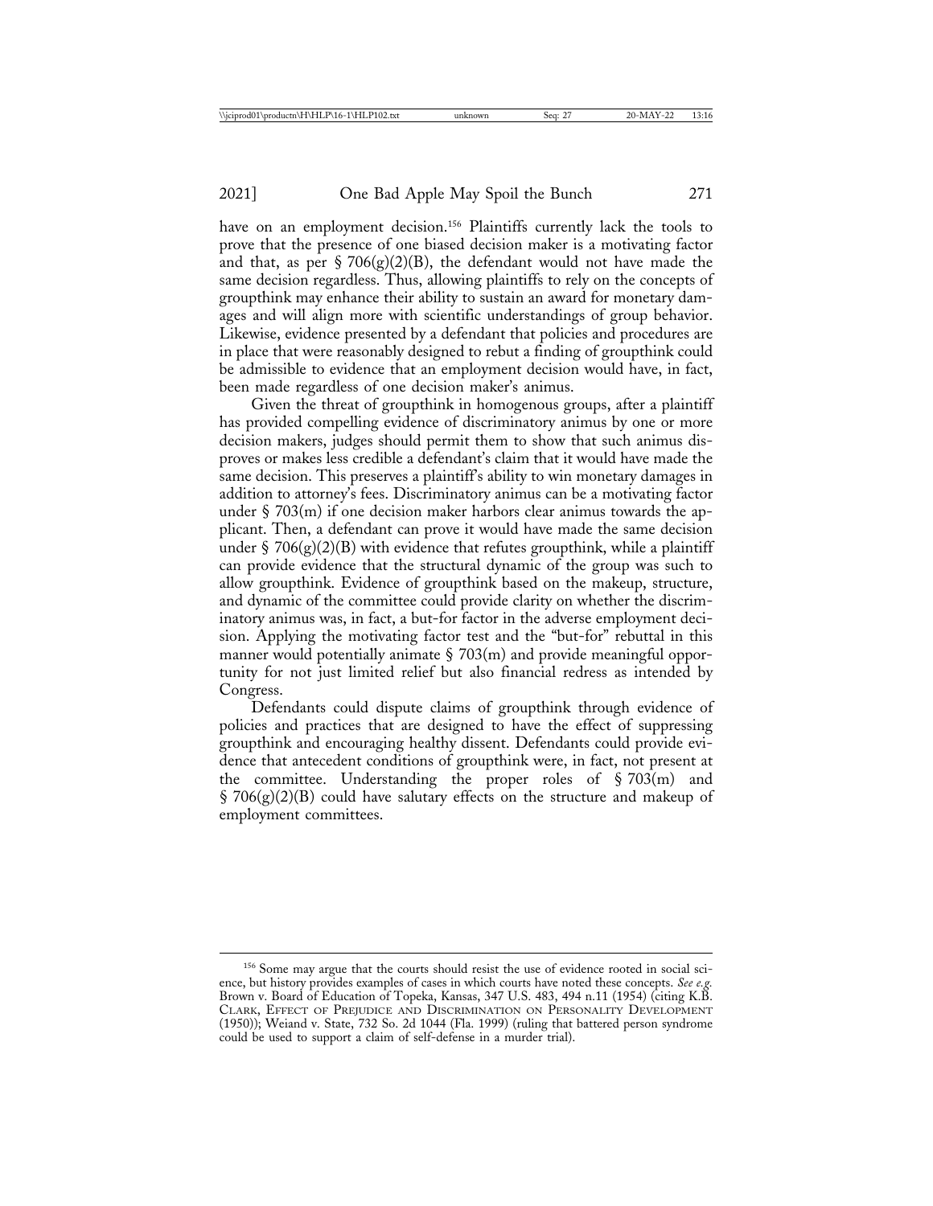have on an employment decision.[156] Plaintiffs currently lack the tools to prove that the presence of one biased decision maker is a motivating factor and that, as per § 706(g)(2)(B), the defendant would not have made the same decision regardless. Thus, allowing plaintiffs to rely on the concepts of groupthink may enhance their ability to sustain an award for monetary damages and will align more with scientific understandings of group behavior. Likewise, evidence presented by a defendant that policies and procedures are in place that were reasonably designed to rebut a finding of groupthink could be admissible to evidence that an employment decision would have, in fact, been made regardless of one decision maker's animus.

Given the threat of groupthink in homogenous groups, after a plaintiff has provided compelling evidence of discriminatory animus by one or more decision makers, judges should permit them to show that such animus disproves or makes less credible a defendant's claim that it would have made the same decision. This preserves a plaintiff's ability to win monetary damages in addition to attorney's fees. Discriminatory animus can be a motivating factor under § 703(m) if one decision maker harbors clear animus towards the applicant. Then, a defendant can prove it would have made the same decision under § 706(g)(2)(B) with evidence that refutes groupthink, while a plaintiff can provide evidence that the structural dynamic of the group was such to allow groupthink. Evidence of groupthink based on the makeup, structure, and dynamic of the committee could provide clarity on whether the discriminatory animus was, in fact, a but-for factor in the adverse employment decision. Applying the motivating factor test and the "but-for" rebuttal in this manner would potentially animate § 703(m) and provide meaningful opportunity for not just limited relief but also financial redress as intended by Congress.

Defendants could dispute claims of groupthink through evidence of policies and practices that are designed to have the effect of suppressing groupthink and encouraging healthy dissent. Defendants could provide evidence that antecedent conditions of groupthink were, in fact, not present at the committee. Understanding the proper roles of § 703(m) and § 706(g)(2)(B) could have salutary effects on the structure and makeup of employment committees.

---

[156] Some may argue that the courts should resist the use of evidence rooted in social science, but history provides examples of cases in which courts have noted these concepts. *See e.g.* Brown v. Board of Education of Topeka, Kansas, 347 U.S. 483, 494 n.11 (1954) (citing K.B. Clark, Effect of Prejudice and Discrimination on Personality Development (1950)); Weiand v. State, 732 So. 2d 1044 (Fla. 1999) (ruling that battered person syndrome could be used to support a claim of self-defense in a murder trial).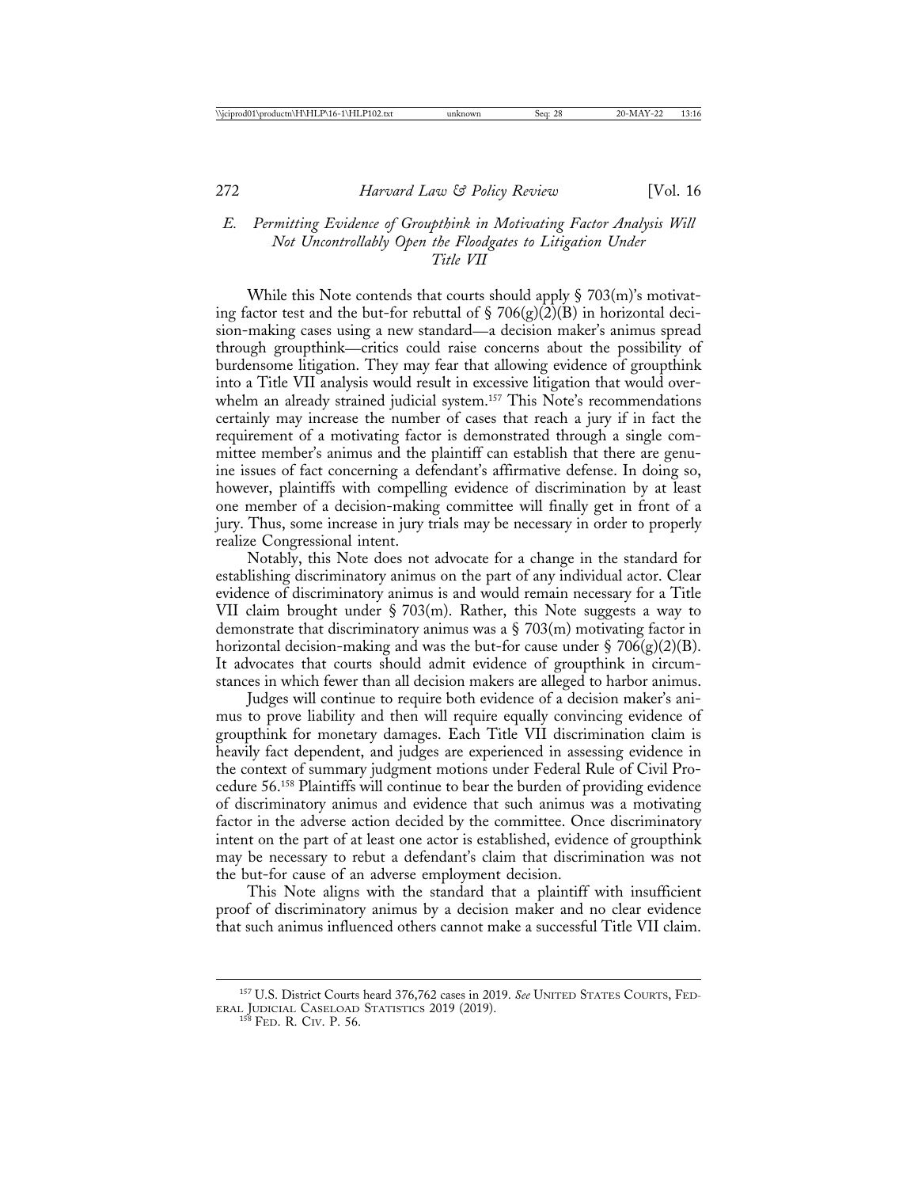### *E. Permitting Evidence of Groupthink in Motivating Factor Analysis Will Not Uncontrollably Open the Floodgates to Litigation Under Title VII*

While this Note contends that courts should apply § 703(m)'s motivating factor test and the but-for rebuttal of § 706(g)(2)(B) in horizontal decision-making cases using a new standard—a decision maker's animus spread through groupthink—critics could raise concerns about the possibility of burdensome litigation. They may fear that allowing evidence of groupthink into a Title VII analysis would result in excessive litigation that would overwhelm an already strained judicial system.[157] This Note's recommendations certainly may increase the number of cases that reach a jury if in fact the requirement of a motivating factor is demonstrated through a single committee member's animus and the plaintiff can establish that there are genuine issues of fact concerning a defendant's affirmative defense. In doing so, however, plaintiffs with compelling evidence of discrimination by at least one member of a decision-making committee will finally get in front of a jury. Thus, some increase in jury trials may be necessary in order to properly realize Congressional intent.

Notably, this Note does not advocate for a change in the standard for establishing discriminatory animus on the part of any individual actor. Clear evidence of discriminatory animus is and would remain necessary for a Title VII claim brought under § 703(m). Rather, this Note suggests a way to demonstrate that discriminatory animus was a § 703(m) motivating factor in horizontal decision-making and was the but-for cause under § 706(g)(2)(B). It advocates that courts should admit evidence of groupthink in circumstances in which fewer than all decision makers are alleged to harbor animus.

Judges will continue to require both evidence of a decision maker's animus to prove liability and then will require equally convincing evidence of groupthink for monetary damages. Each Title VII discrimination claim is heavily fact dependent, and judges are experienced in assessing evidence in the context of summary judgment motions under Federal Rule of Civil Procedure 56.[158] Plaintiffs will continue to bear the burden of providing evidence of discriminatory animus and evidence that such animus was a motivating factor in the adverse action decided by the committee. Once discriminatory intent on the part of at least one actor is established, evidence of groupthink may be necessary to rebut a defendant's claim that discrimination was not the but-for cause of an adverse employment decision.

This Note aligns with the standard that a plaintiff with insufficient proof of discriminatory animus by a decision maker and no clear evidence that such animus influenced others cannot make a successful Title VII claim.

---

[157] U.S. District Courts heard 376,762 cases in 2019. *See* United States Courts, Federal Judicial Caseload Statistics 2019 (2019).

[158] Fed. R. Civ. P. 56.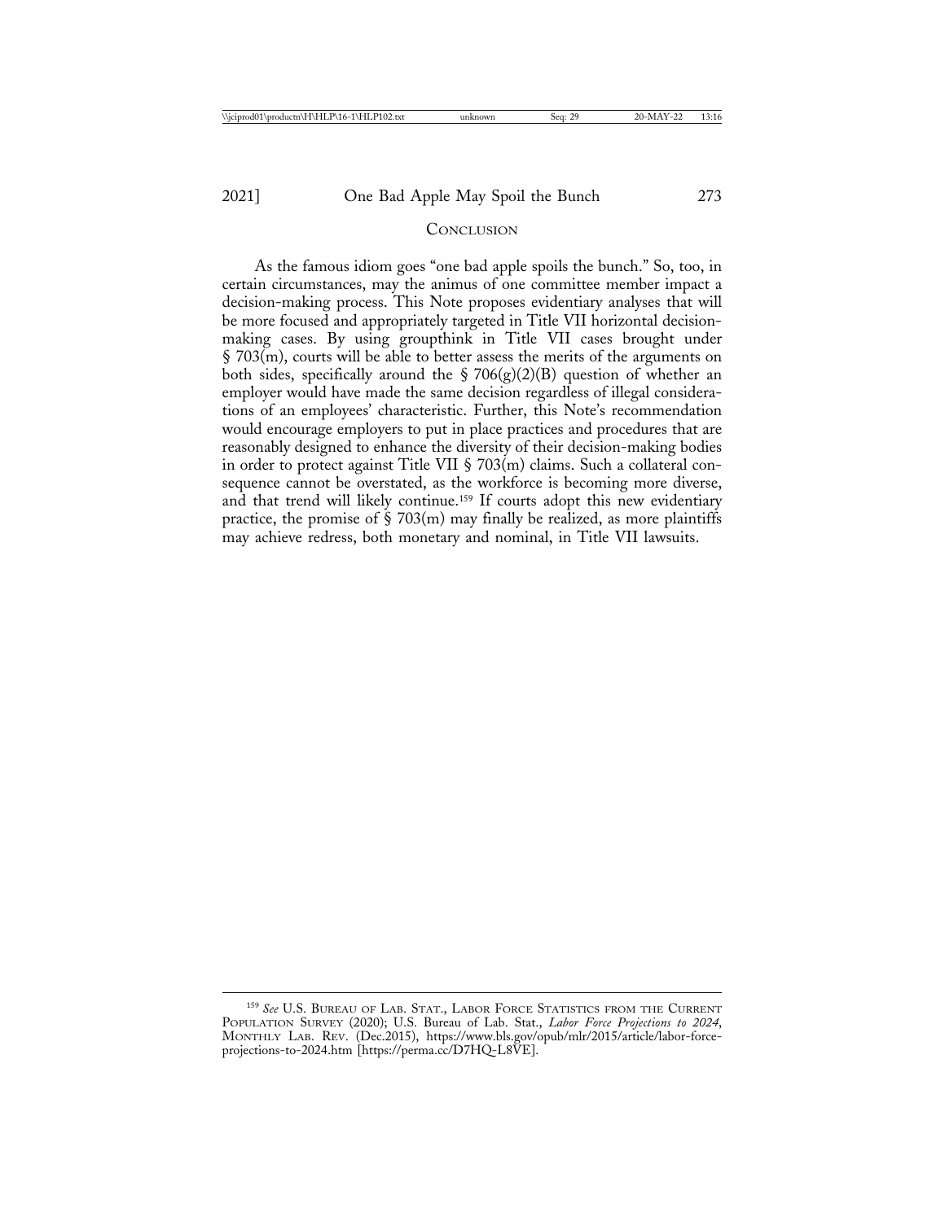## Conclusion

As the famous idiom goes "one bad apple spoils the bunch." So, too, in certain circumstances, may the animus of one committee member impact a decision-making process. This Note proposes evidentiary analyses that will be more focused and appropriately targeted in Title VII horizontal decision-making cases. By using groupthink in Title VII cases brought under § 703(m), courts will be able to better assess the merits of the arguments on both sides, specifically around the § 706(g)(2)(B) question of whether an employer would have made the same decision regardless of illegal considerations of an employees' characteristic. Further, this Note's recommendation would encourage employers to put in place practices and procedures that are reasonably designed to enhance the diversity of their decision-making bodies in order to protect against Title VII § 703(m) claims. Such a collateral consequence cannot be overstated, as the workforce is becoming more diverse, and that trend will likely continue.[159] If courts adopt this new evidentiary practice, the promise of § 703(m) may finally be realized, as more plaintiffs may achieve redress, both monetary and nominal, in Title VII lawsuits.

---

[159] *See* U.S. Bureau of Lab. Stat., Labor Force Statistics from the Current Population Survey (2020); U.S. Bureau of Lab. Stat., *Labor Force Projections to 2024*, Monthly Lab. Rev. (Dec.2015), https://www.bls.gov/opub/mlr/2015/article/labor-force-projections-to-2024.htm [https://perma.cc/D7HQ-L8VE].